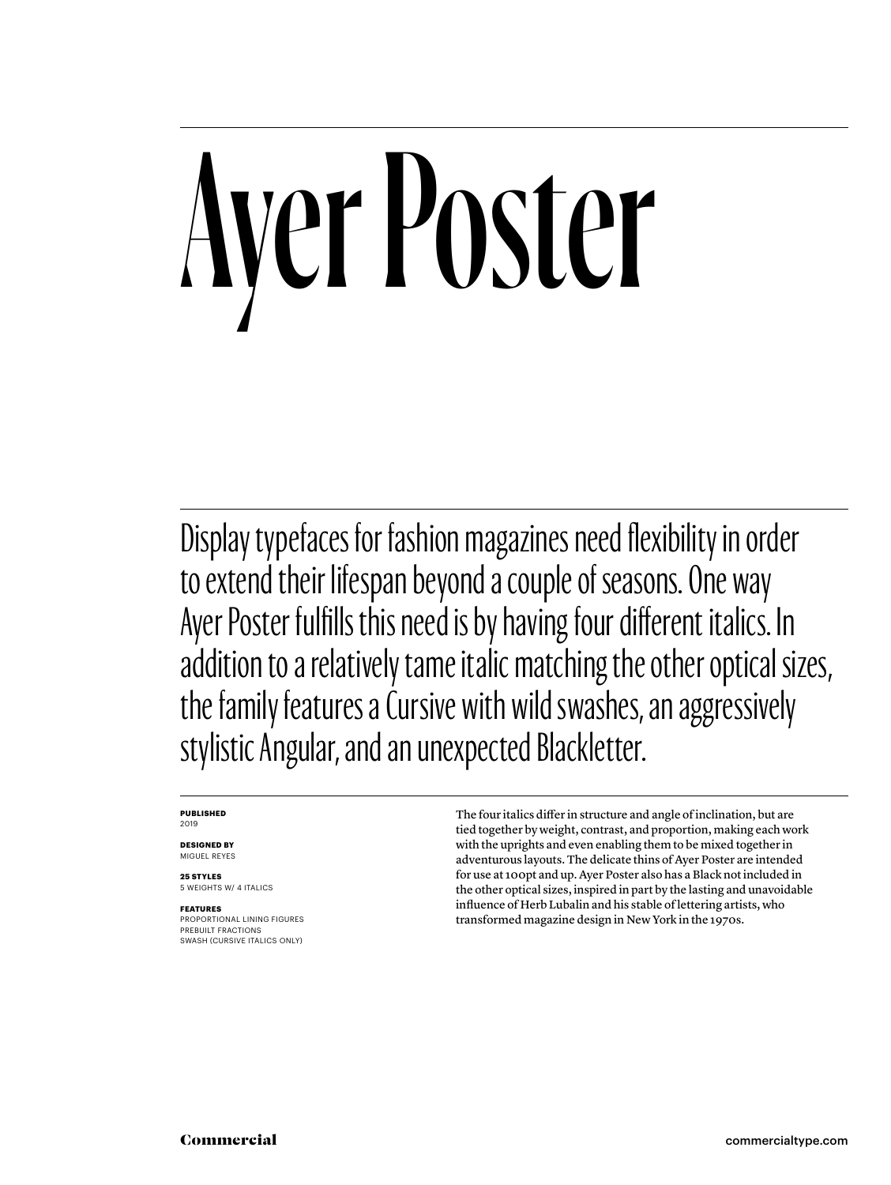# Ayer Poster

Display typefaces for fashion magazines need flexibility in order to extend their lifespan beyond a couple of seasons. One way Ayer Poster fulfills this need is by having four different italics. In addition to a relatively tame italic matching the other optical sizes, the family features a Cursive with wild swashes, an aggressively stylistic Angular, and an unexpected Blackletter.

**PUBLISHED**
2019

**DESIGNED BY**
MIGUEL REYES

**25 STYLES**
5 WEIGHTS W/ 4 ITALICS

**FEATURES**
PROPORTIONAL LINING FIGURES
PREBUILT FRACTIONS
SWASH (CURSIVE ITALICS ONLY)

The four italics differ in structure and angle of inclination, but are tied together by weight, contrast, and proportion, making each work with the uprights and even enabling them to be mixed together in adventurous layouts. The delicate thins of Ayer Poster are intended for use at 100pt and up. Ayer Poster also has a Black not included in the other optical sizes, inspired in part by the lasting and unavoidable influence of Herb Lubalin and his stable of lettering artists, who transformed magazine design in New York in the 1970s.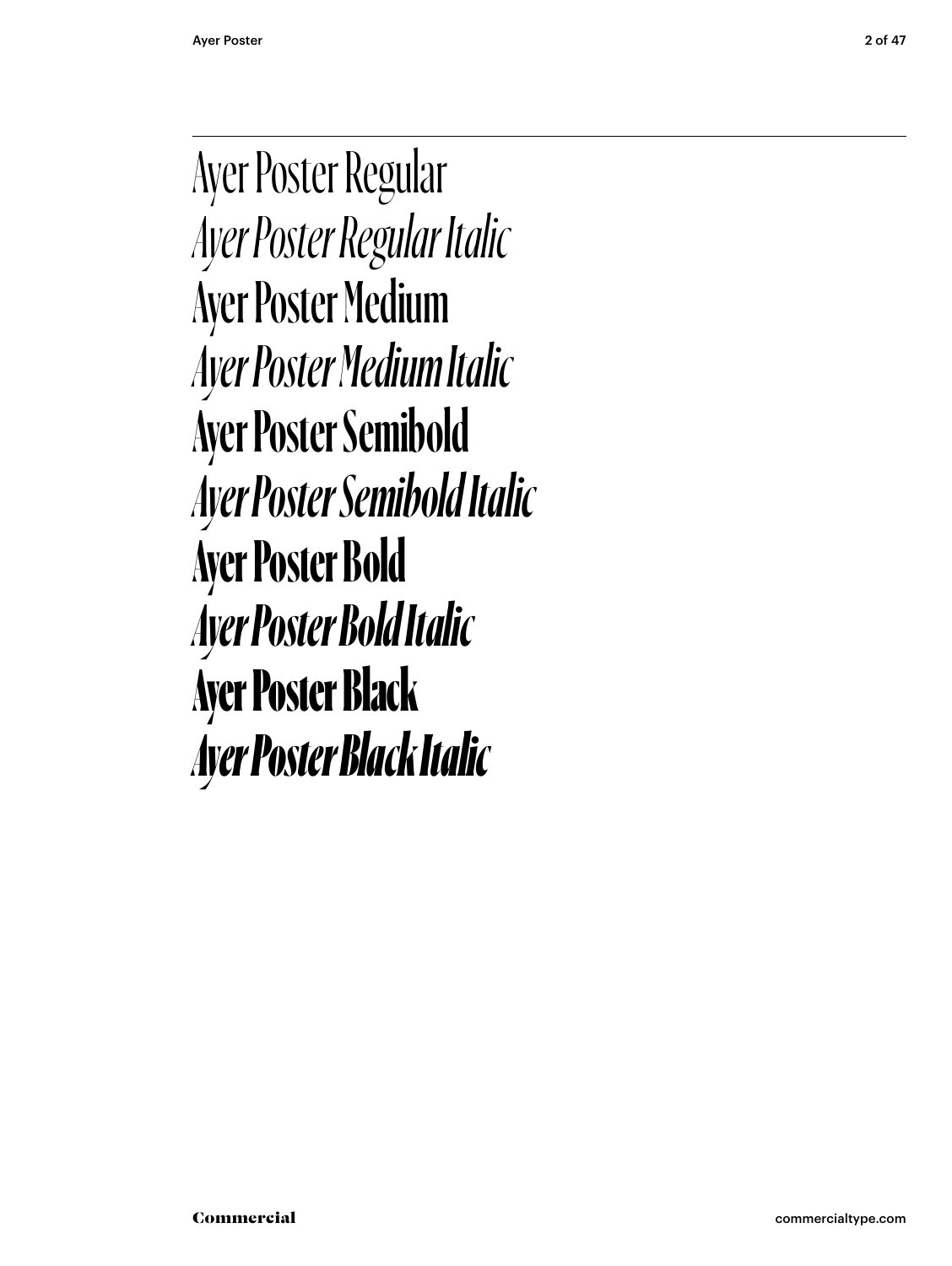Ayer Poster Regular

*Ayer Poster Regular Italic*

Ayer Poster Medium

*Ayer Poster Medium Italic*

**Ayer Poster Semibold**

***Ayer Poster Semibold Italic***

**Ayer Poster Bold**

***Ayer Poster Bold Italic***

**Ayer Poster Black**

***Ayer Poster Black Italic***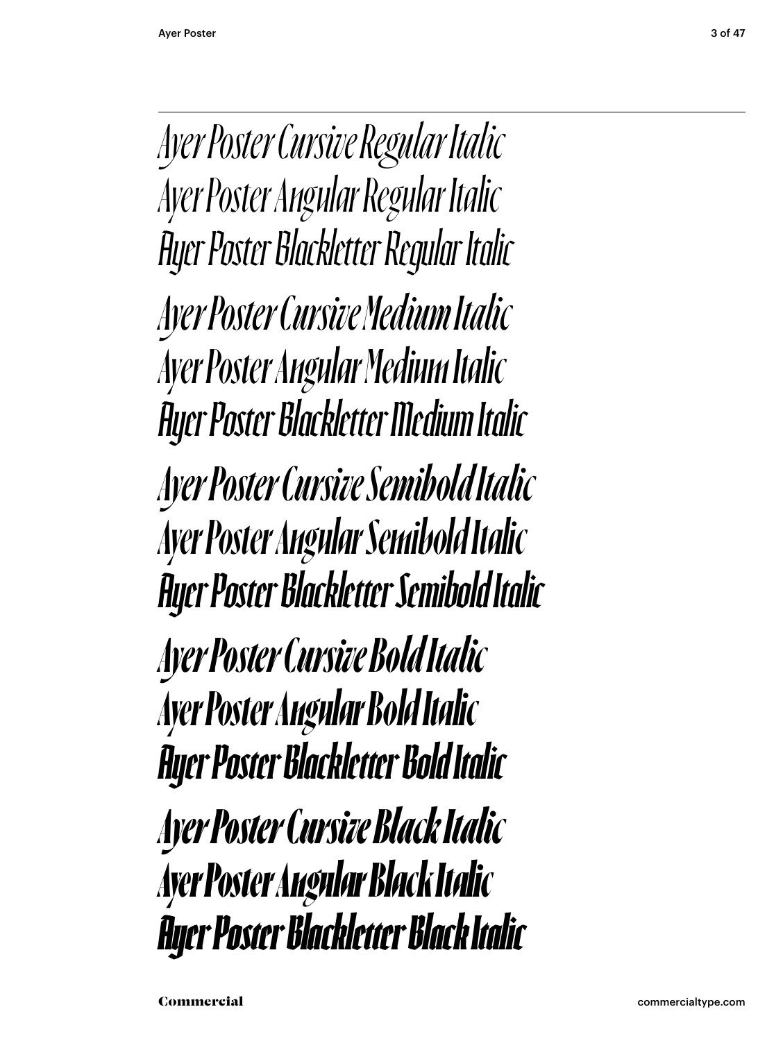Ayer Poster Cursive Regular Italic
Ayer Poster Angular Regular Italic
Ayer Poster Blackletter Regular Italic

Ayer Poster Cursive Medium Italic
Ayer Poster Angular Medium Italic
Ayer Poster Blackletter Medium Italic

Ayer Poster Cursive Semibold Italic
Ayer Poster Angular Semibold Italic
Ayer Poster Blackletter Semibold Italic

Ayer Poster Cursive Bold Italic
Ayer Poster Angular Bold Italic
Ayer Poster Blackletter Bold Italic

Ayer Poster Cursive Black Italic
Ayer Poster Angular Black Italic
Ayer Poster Blackletter Black Italic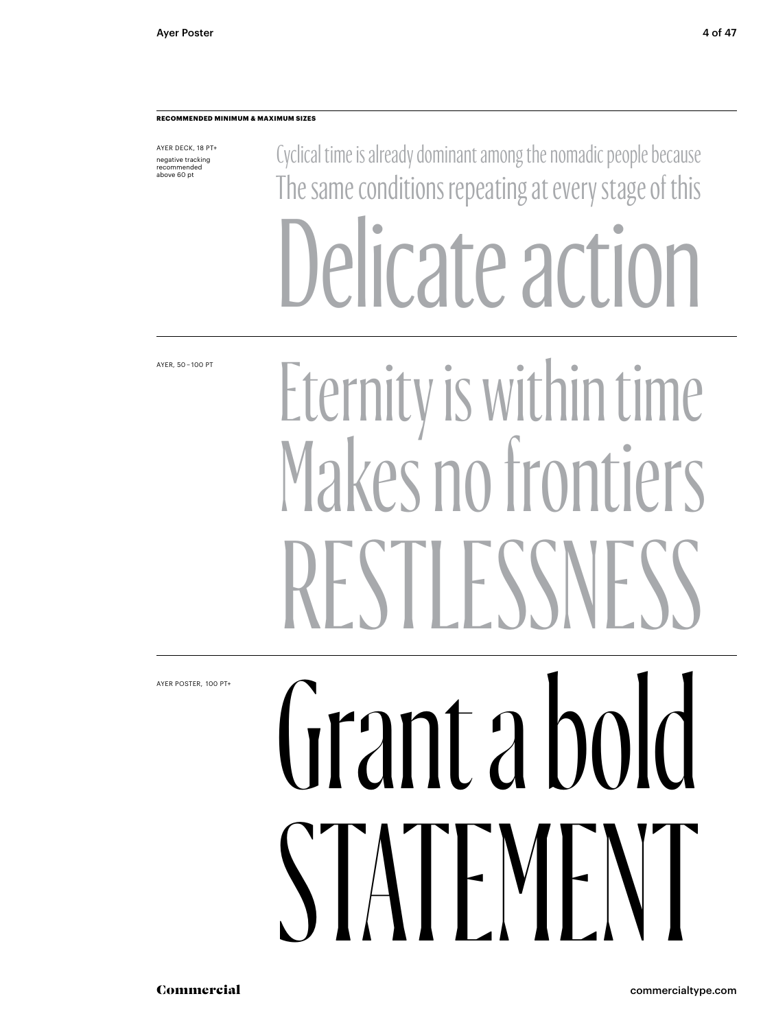**RECOMMENDED MINIMUM & MAXIMUM SIZES**

AYER DECK, 18 PT+

negative tracking recommended above 60 pt

Cyclical time is already dominant among the nomadic people because
The same conditions repeating at every stage of this

Delicate action

AYER, 50–100 PT

Eternity is within time
Makes no frontiers
RESTLESSNESS

AYER POSTER, 100 PT+

Grant a bold
STATEMENT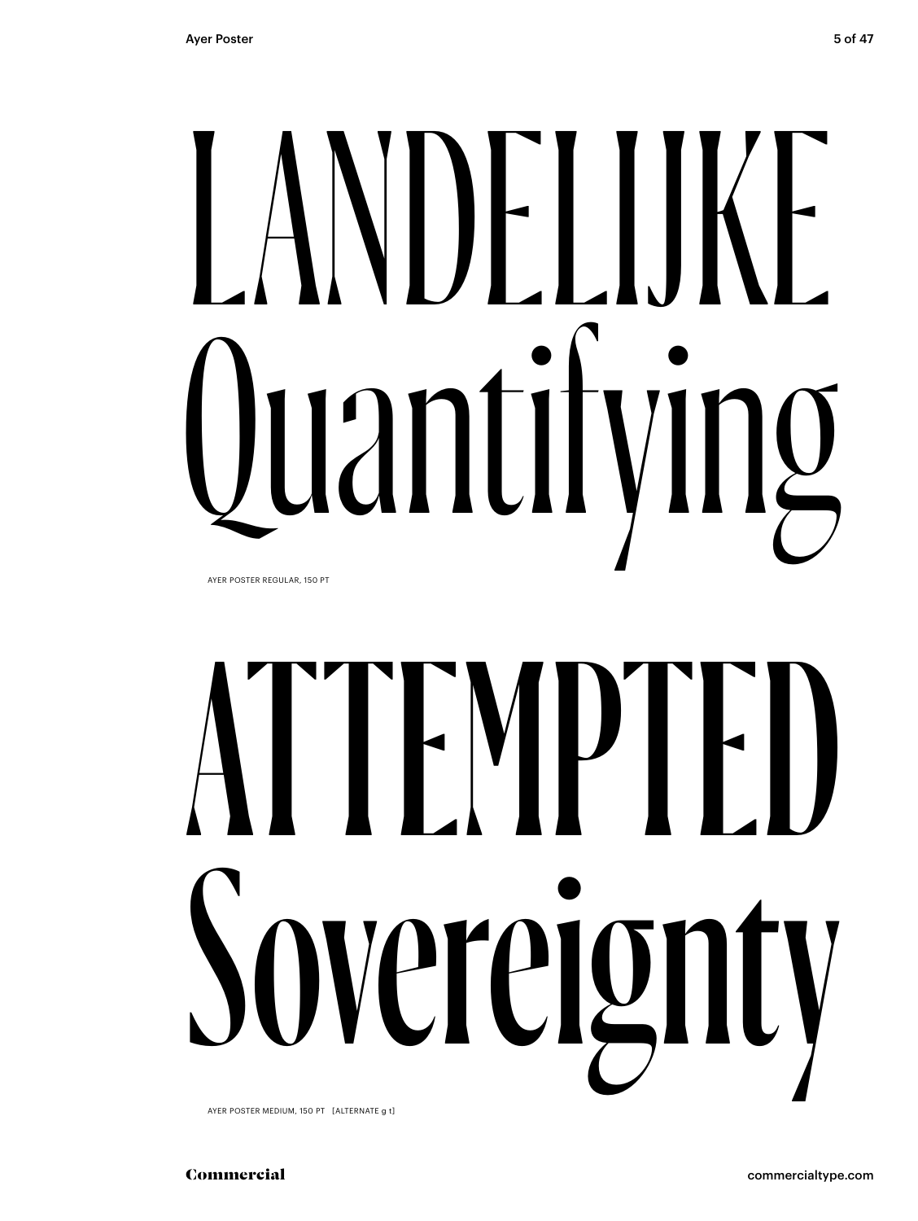LANDELIJKE
Quantifying

AYER POSTER REGULAR, 150 PT

ATTEMPTED
Sovereignty

AYER POSTER MEDIUM, 150 PT [ALTERNATE g t]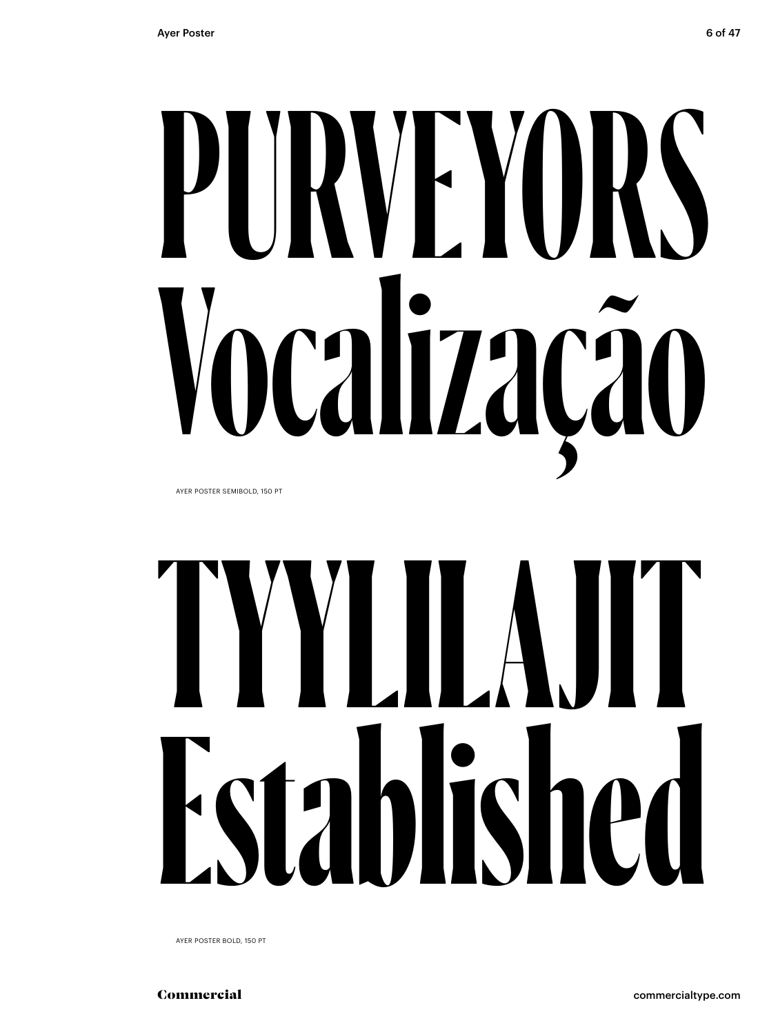# PURVEYORS Vocalização

AYER POSTER SEMIBOLD, 150 PT

# TYYLILAJIT Established

AYER POSTER BOLD, 150 PT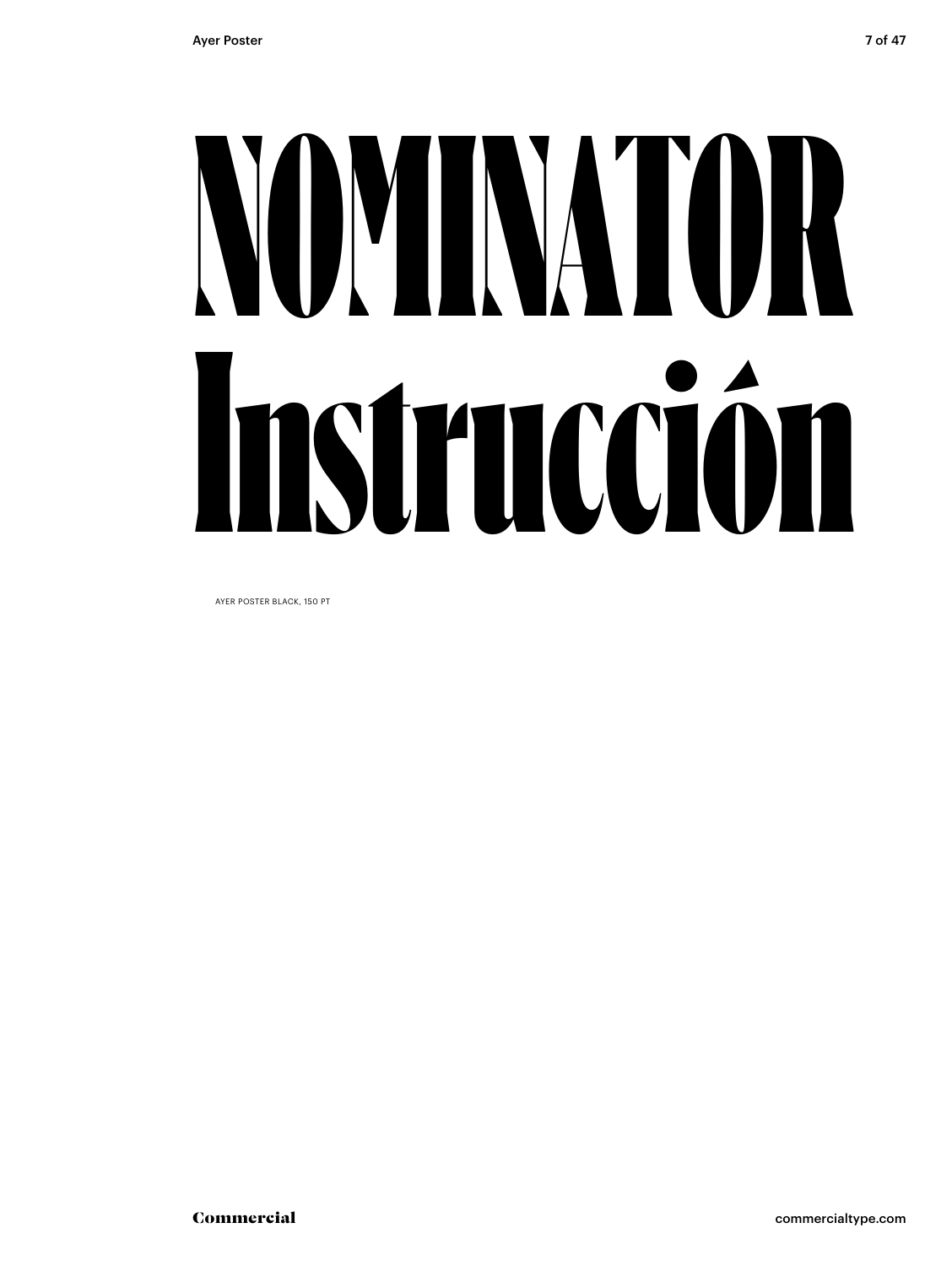# NOMINATOR Instrucción

AYER POSTER BLACK, 150 PT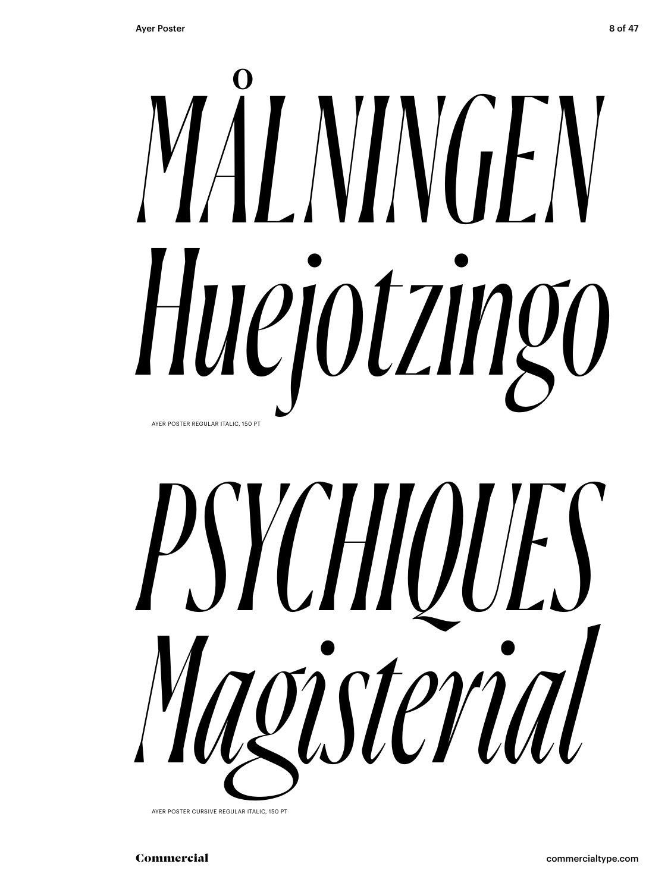*MÅLNINGEN*
*Huejotzingo*

AYER POSTER REGULAR ITALIC, 150 PT

*PSYCHIQUES*
*Magisterial*

AYER POSTER CURSIVE REGULAR ITALIC, 150 PT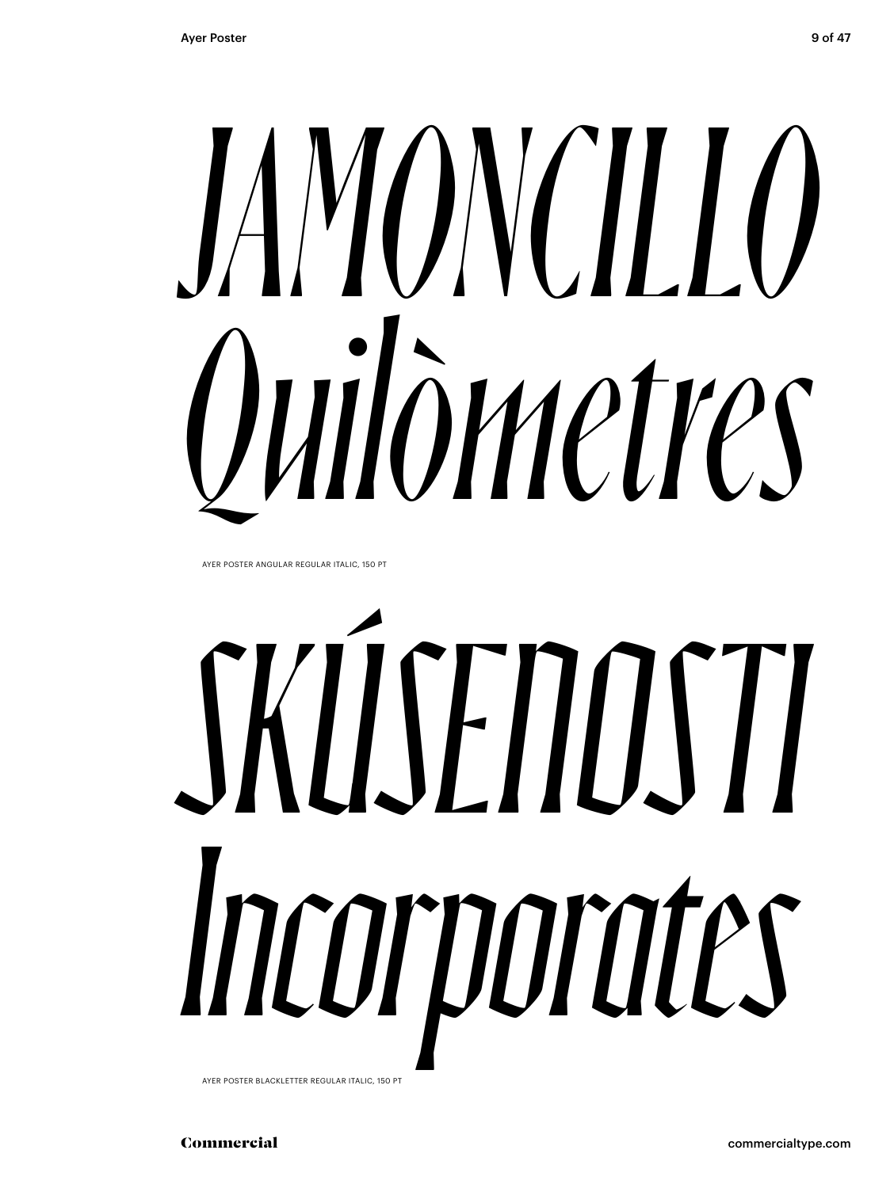JAMONCILLO
Quilòmetres

AYER POSTER ANGULAR REGULAR ITALIC, 150 PT

SKÚSENOSTI
Incorporates

AYER POSTER BLACKLETTER REGULAR ITALIC, 150 PT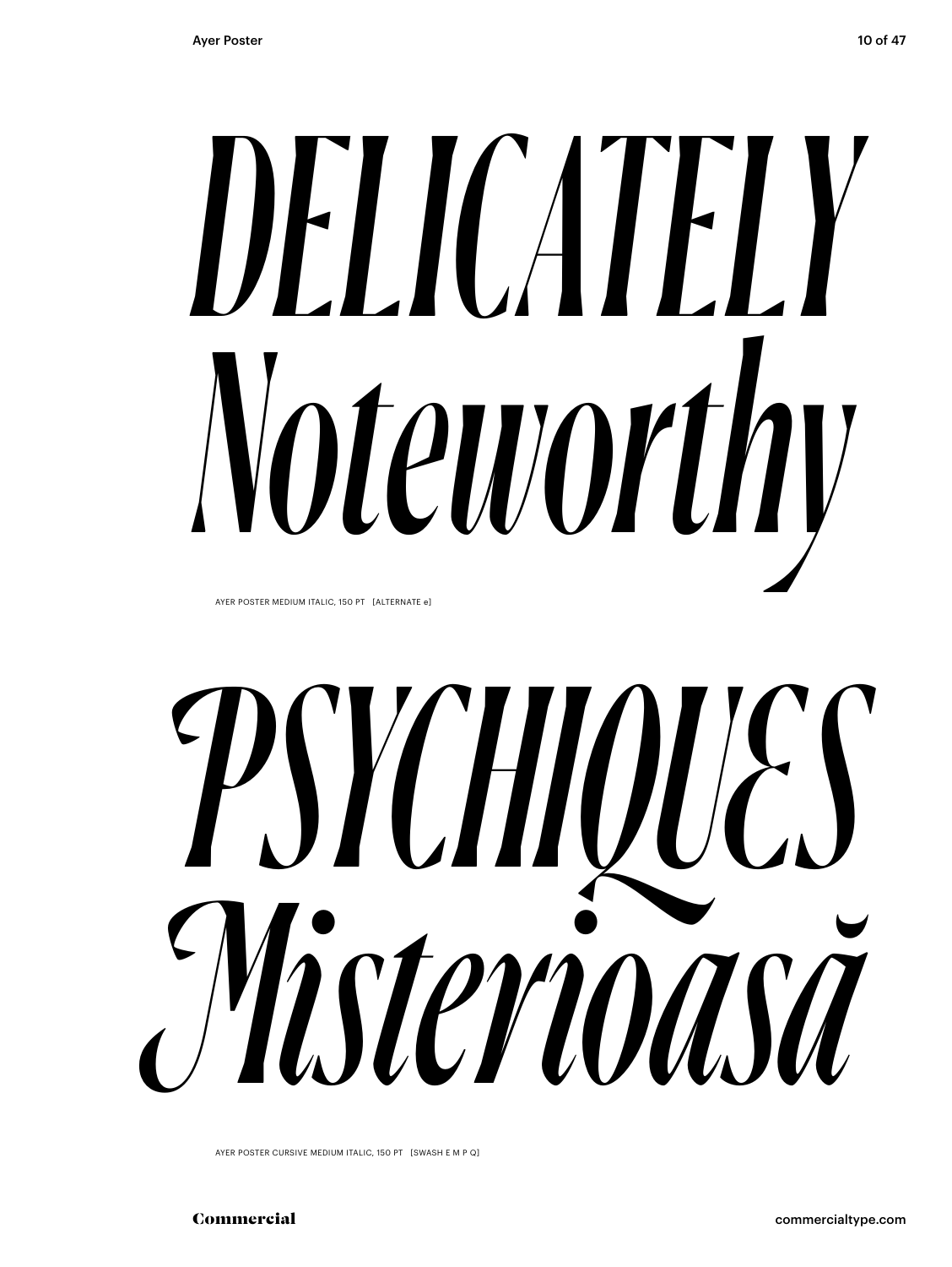# *DELICATELY Noteworthy*

AYER POSTER MEDIUM ITALIC, 150 PT [ALTERNATE e]

# *PSYCHIQUES Misterioasă*

AYER POSTER CURSIVE MEDIUM ITALIC, 150 PT [SWASH E M P Q]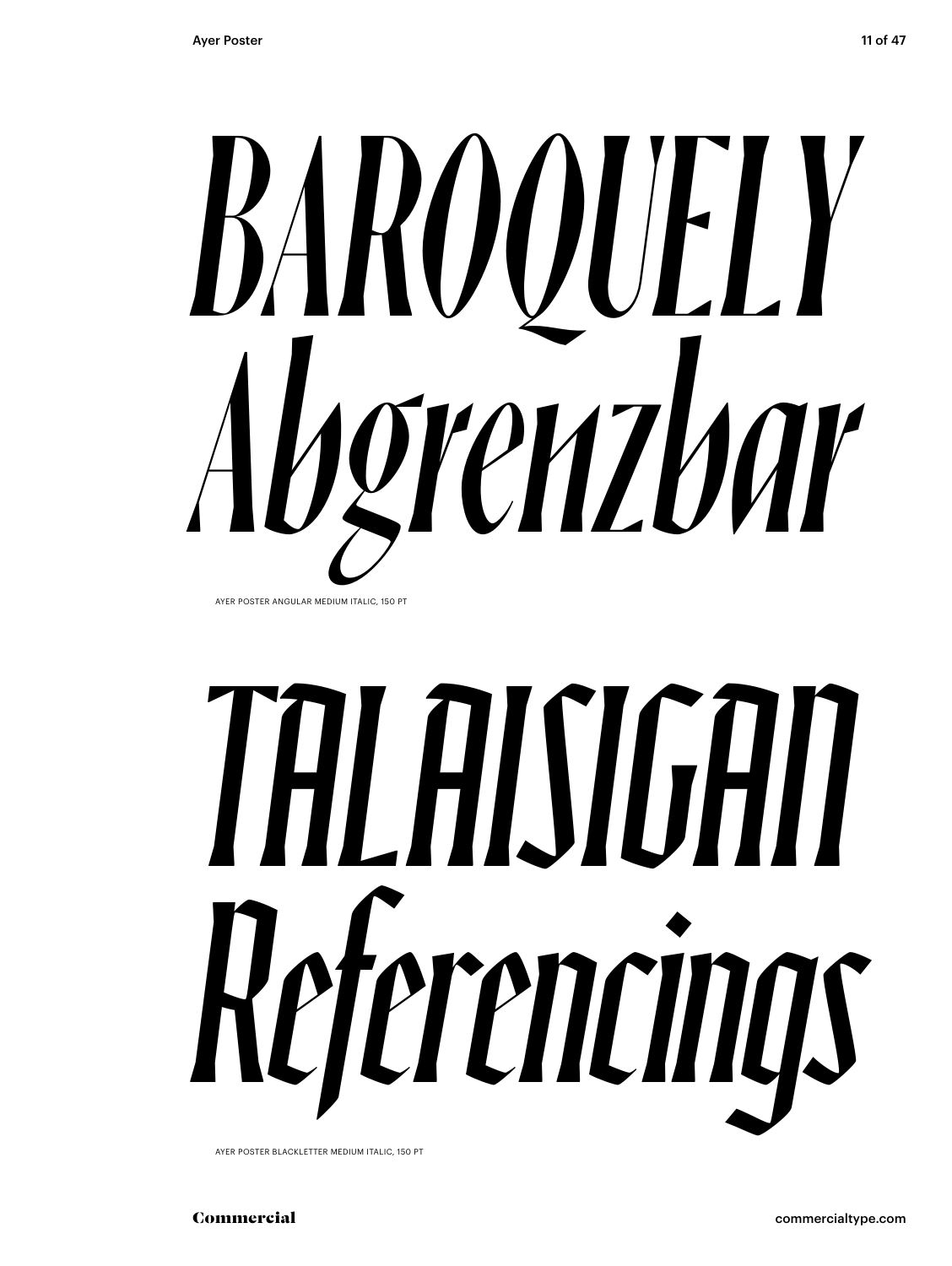BAROQUELY
Abgrenzbar

AYER POSTER ANGULAR MEDIUM ITALIC, 150 PT

TALAISIGAN
Referencings

AYER POSTER BLACKLETTER MEDIUM ITALIC, 150 PT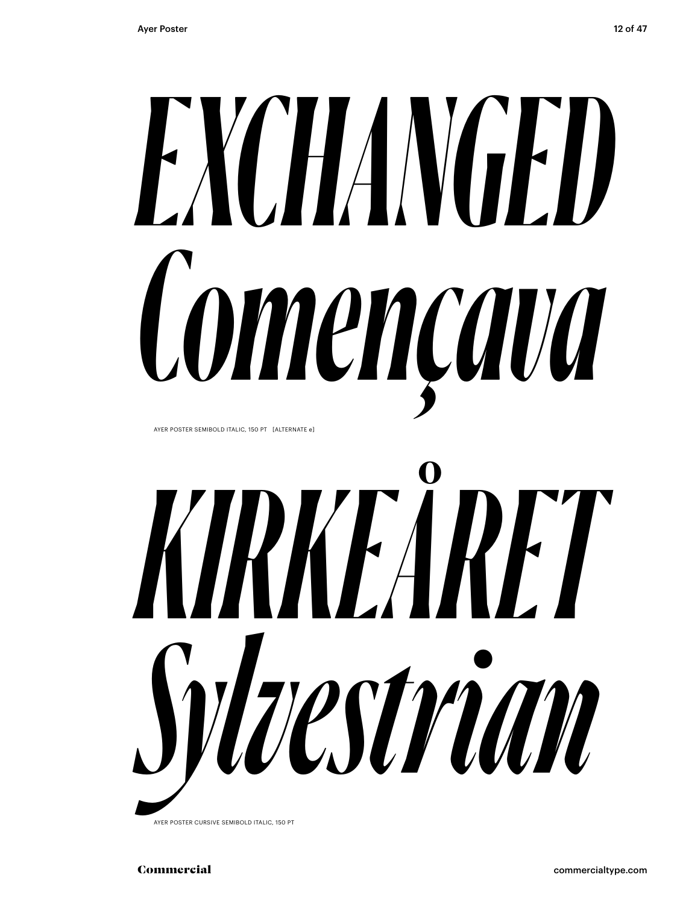*EXCHANGED*
*Començava*

AYER POSTER SEMIBOLD ITALIC, 150 PT [ALTERNATE e]

*KIRKEÅRET*
*Sylvestrian*

AYER POSTER CURSIVE SEMIBOLD ITALIC, 150 PT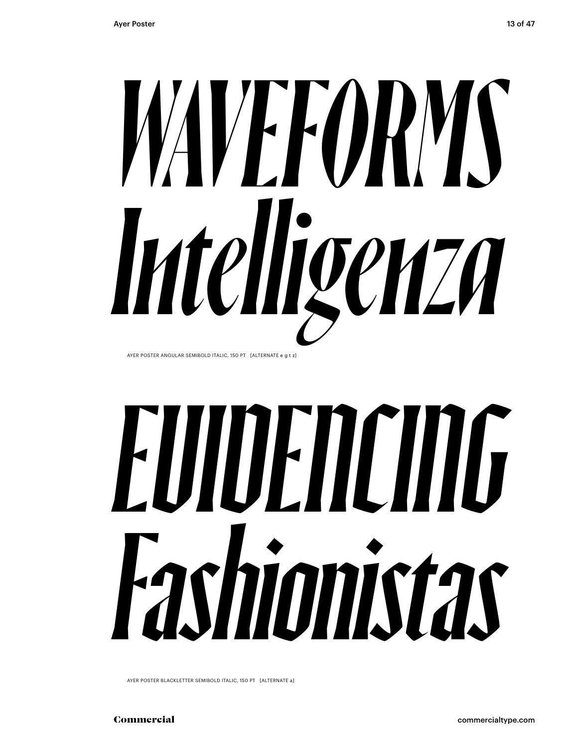# WAVEFORMS Intelligenza

AYER POSTER ANGULAR SEMIBOLD ITALIC, 150 PT [ALTERNATE e g t z]

# EVIDENCING Fashionistas

AYER POSTER BLACKLETTER SEMIBOLD ITALIC, 150 PT [ALTERNATE a]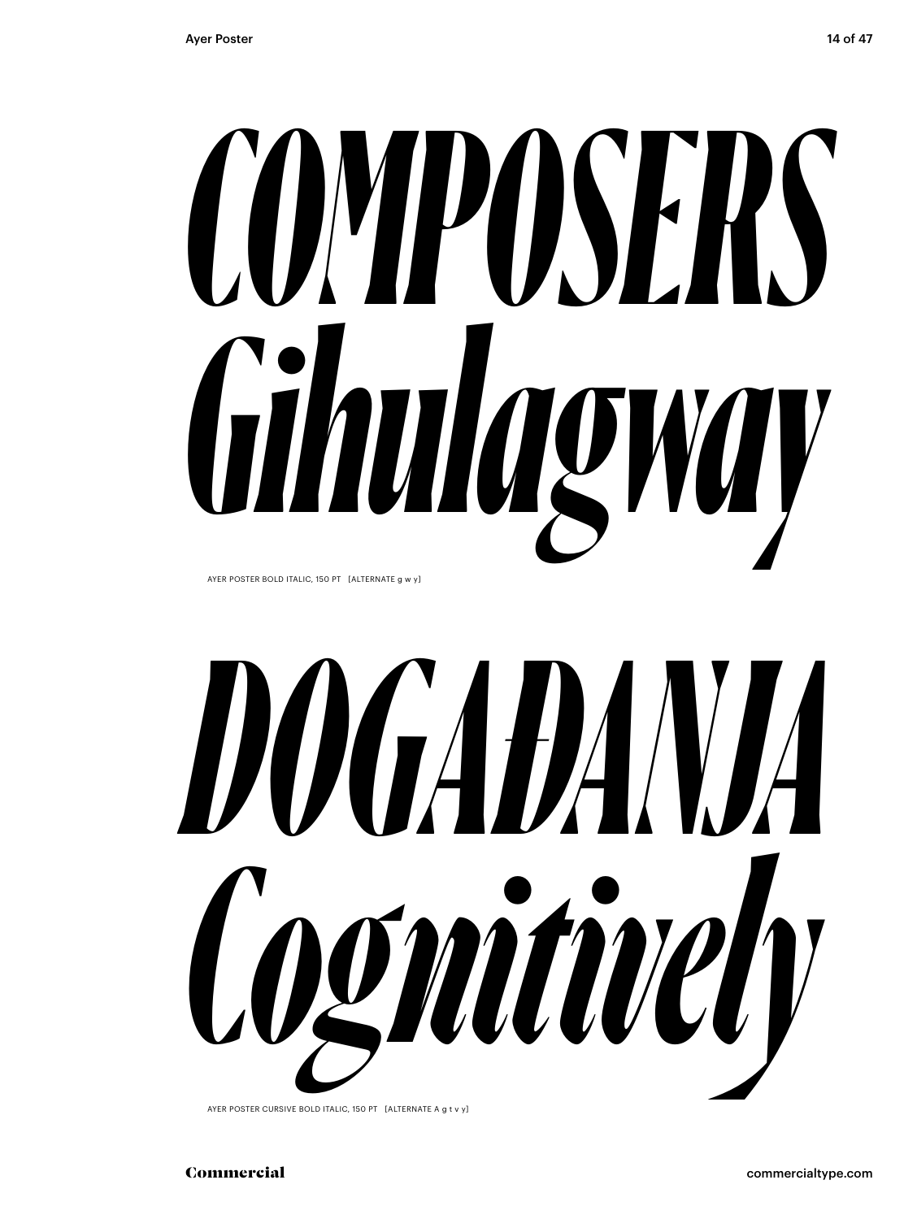COMPOSERS
Gihulagway

AYER POSTER BOLD ITALIC, 150 PT [ALTERNATE g w y]

DOGAĐANJA
Cognitively

AYER POSTER CURSIVE BOLD ITALIC, 150 PT [ALTERNATE A g t v y]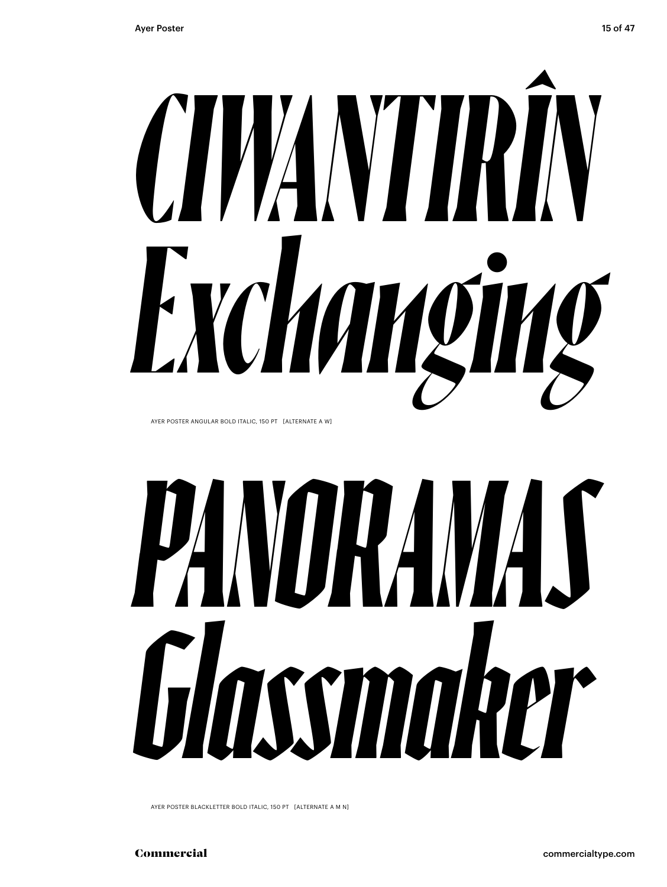# CIWANTIRÎN Exchanging

AYER POSTER ANGULAR BOLD ITALIC, 150 PT [ALTERNATE A W]

# PANORAMAS Glassmaker

AYER POSTER BLACKLETTER BOLD ITALIC, 150 PT [ALTERNATE A M N]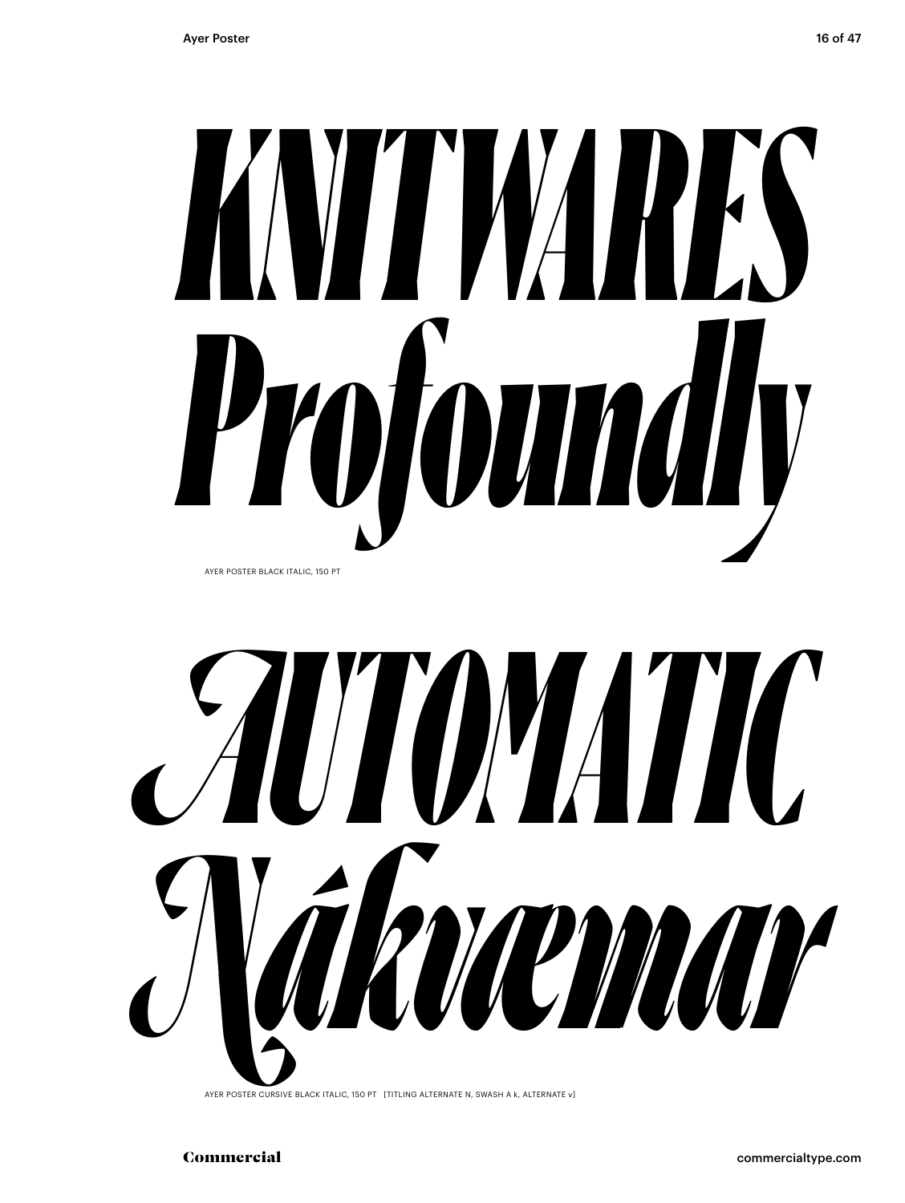KNITWARES
Profoundly

AYER POSTER BLACK ITALIC, 150 PT

AUTOMATIC
Nákvæmar

AYER POSTER CURSIVE BLACK ITALIC, 150 PT [TITLING ALTERNATE N, SWASH A k, ALTERNATE v]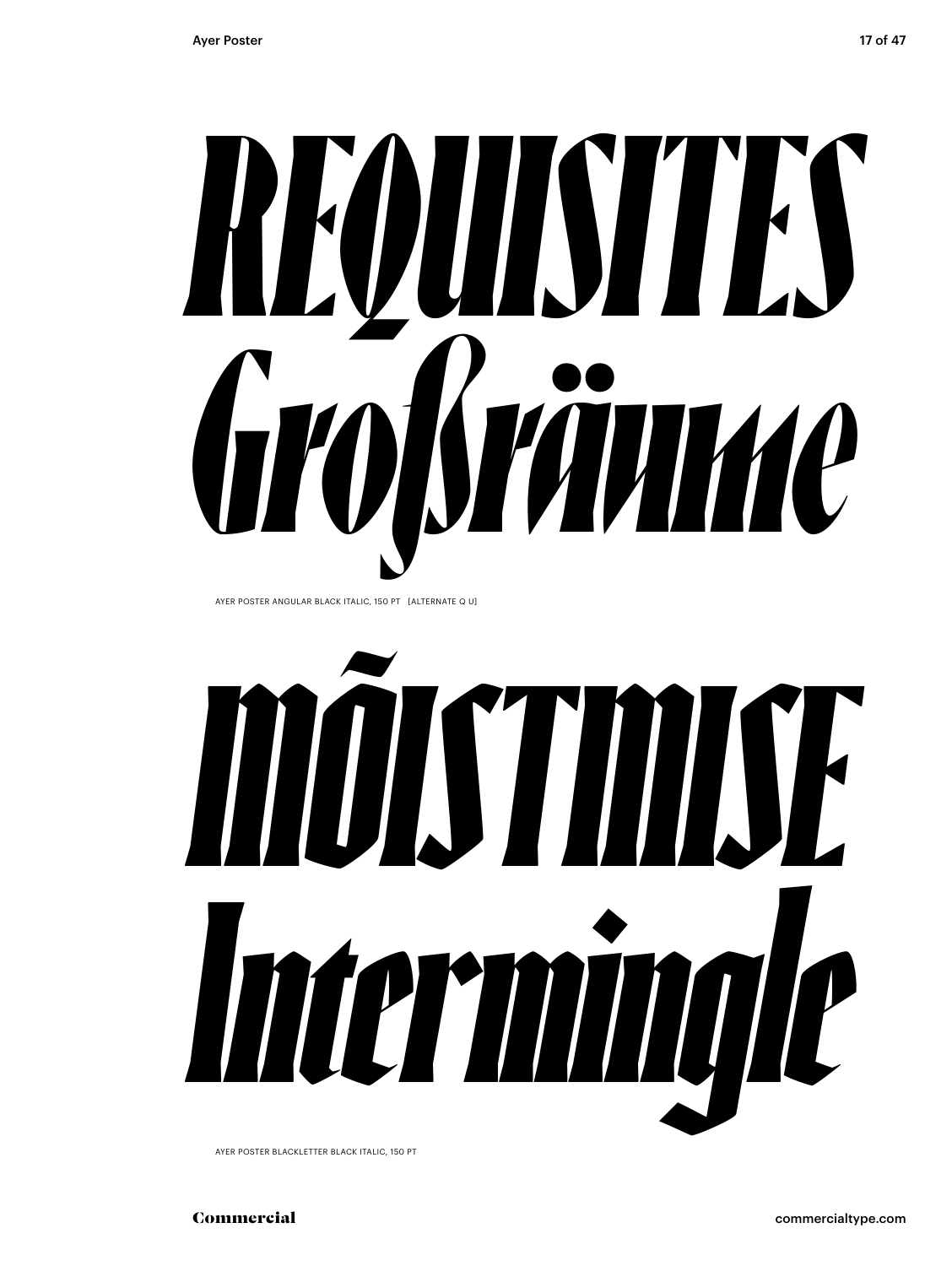REQUISITES
Großräume

AYER POSTER ANGULAR BLACK ITALIC, 150 PT [ALTERNATE Q U]

INÕISTNISE
Intermingle

AYER POSTER BLACKLETTER BLACK ITALIC, 150 PT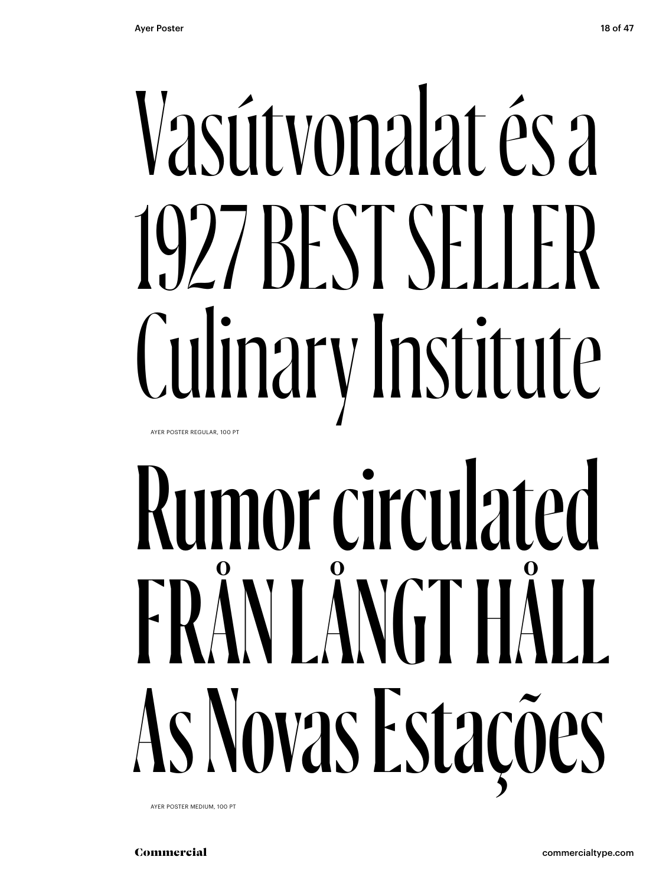Vasútvonalat és a
1927 BEST SELLER
Culinary Institute

AYER POSTER REGULAR, 100 PT

Rumor circulated
FRÅN LÅNGT HÅLL
As Novas Estações

AYER POSTER MEDIUM, 100 PT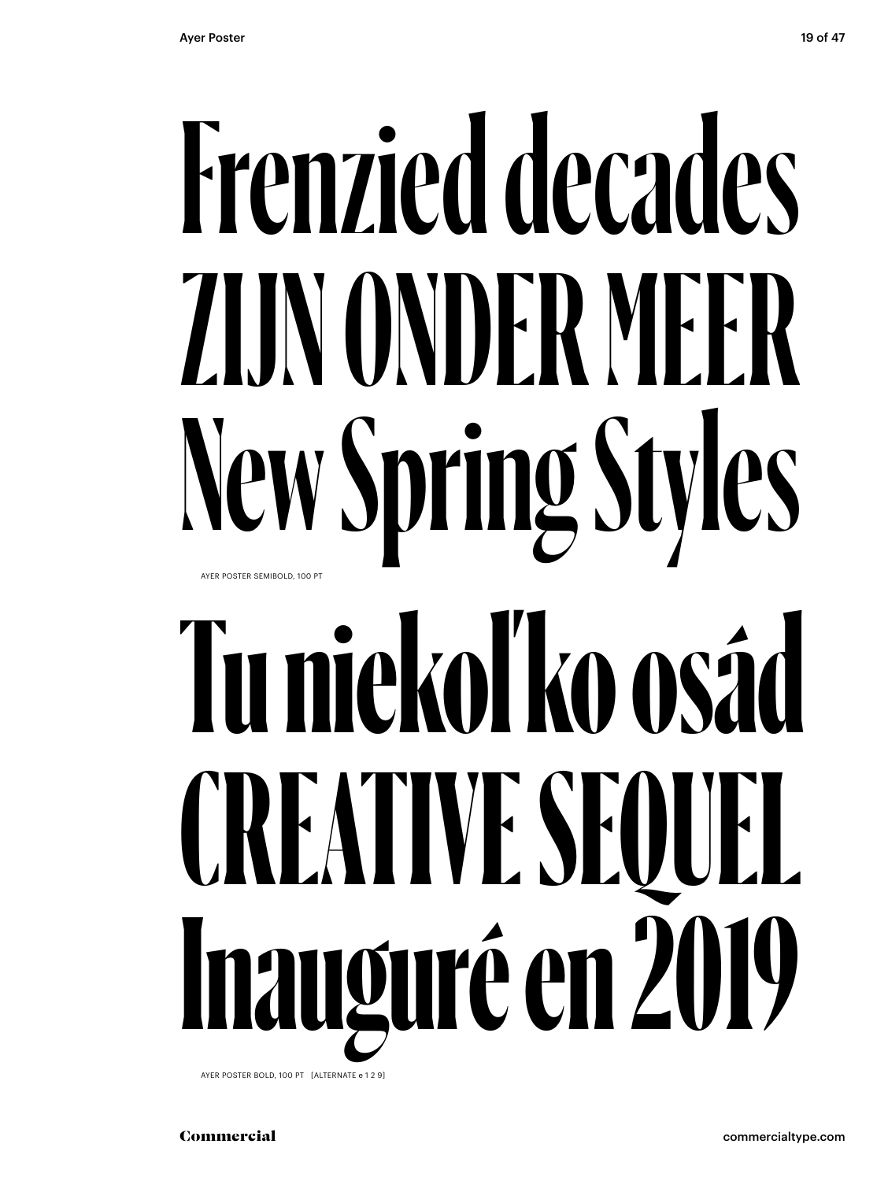Frenzied decades
ZIJN ONDER MEER
New Spring Styles

AYER POSTER SEMIBOLD, 100 PT

Tu niekoľko osád
CREATIVE SEQUEL
Inauguré en 2019

AYER POSTER BOLD, 100 PT [ALTERNATE e 1 2 9]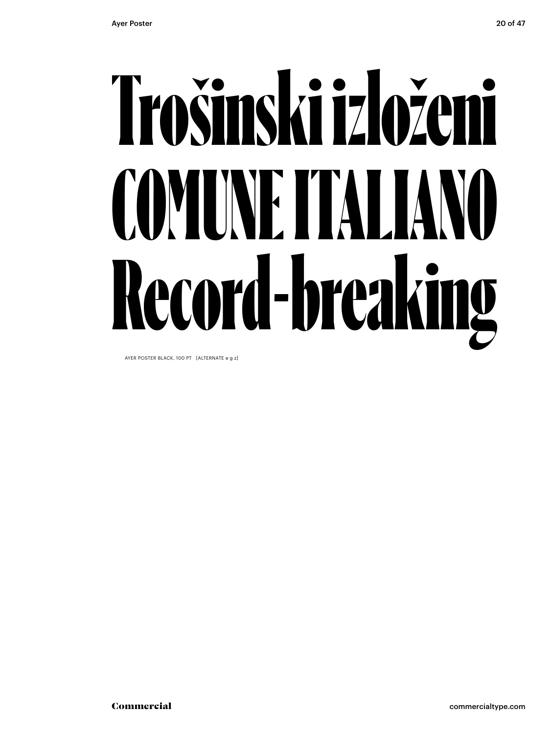# Trošinski izloženi COMUNE ITALIANO Record-breaking

AYER POSTER BLACK, 100 PT [ALTERNATE e g z]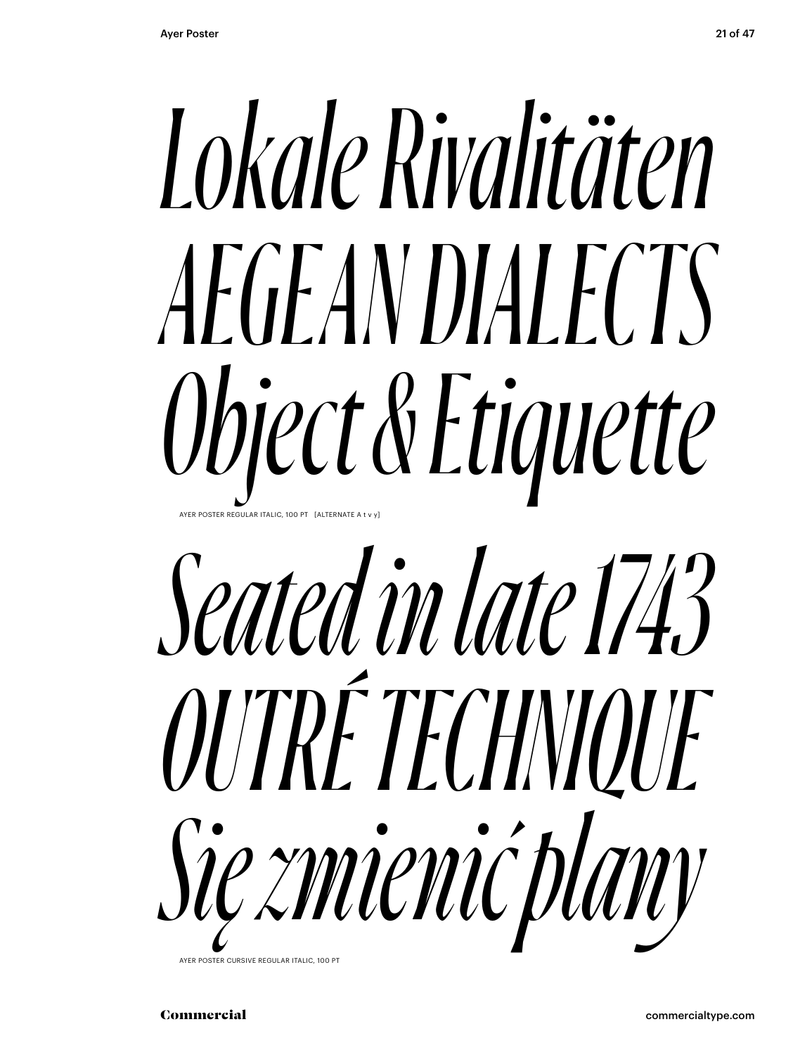*Lokale Rivalitäten*
*AEGEAN DIALECTS*
*Object & Etiquette*

AYER POSTER REGULAR ITALIC, 100 PT [ALTERNATE A t v y]

*Seated in late 1743*
*OUTRÉ TECHNIQUE*
*Się zmienić plany*

AYER POSTER CURSIVE REGULAR ITALIC, 100 PT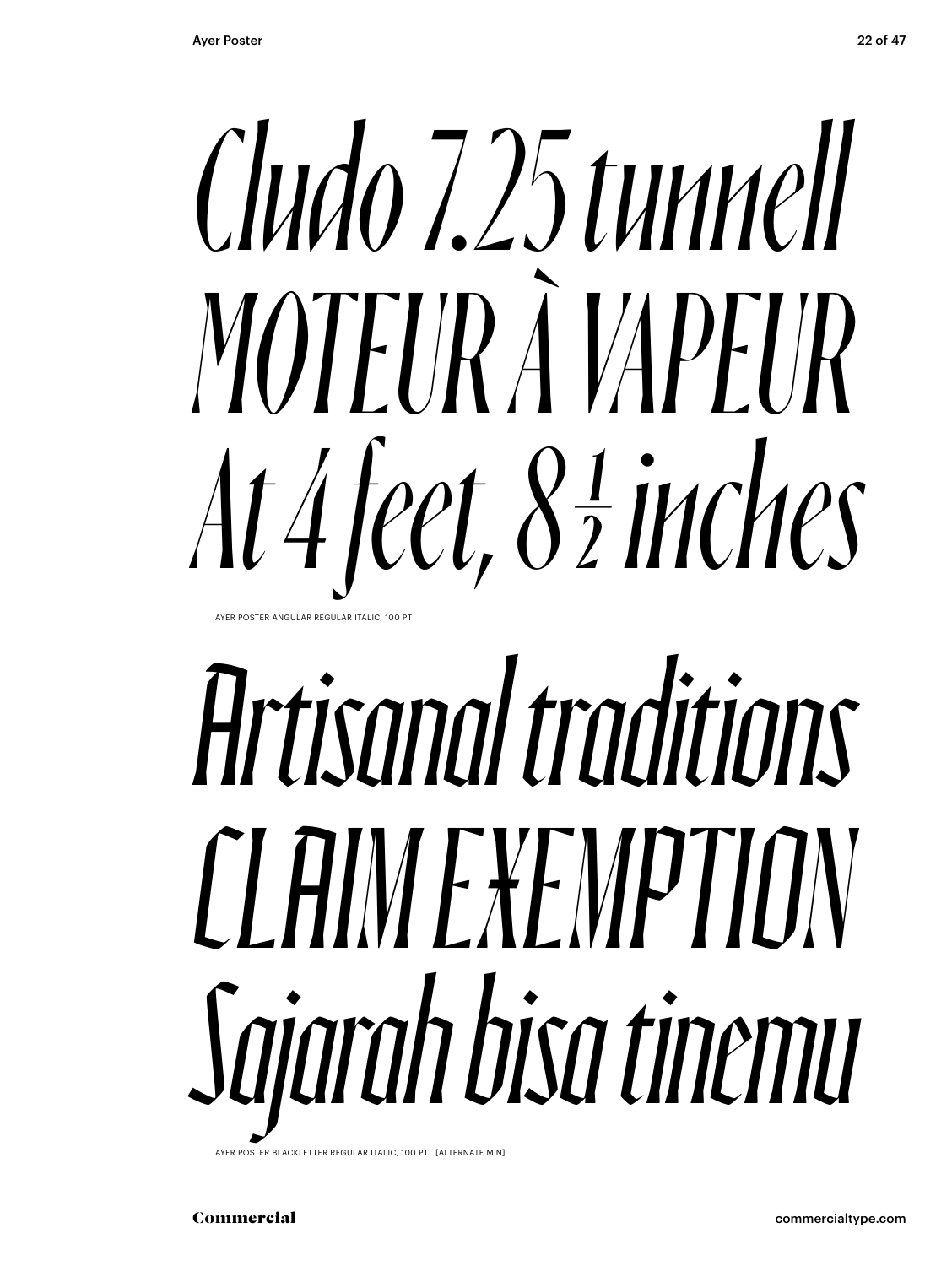*Cludo 7.25 tunnell*
*MOTEUR À VAPEUR*
*At 4 feet, 8½ inches*

AYER POSTER ANGULAR REGULAR ITALIC, 100 PT

*Artisanal traditions*
*CLAIM EXEMPTION*
*Sajarah bisa tinemu*

AYER POSTER BLACKLETTER REGULAR ITALIC, 100 PT [ALTERNATE M N]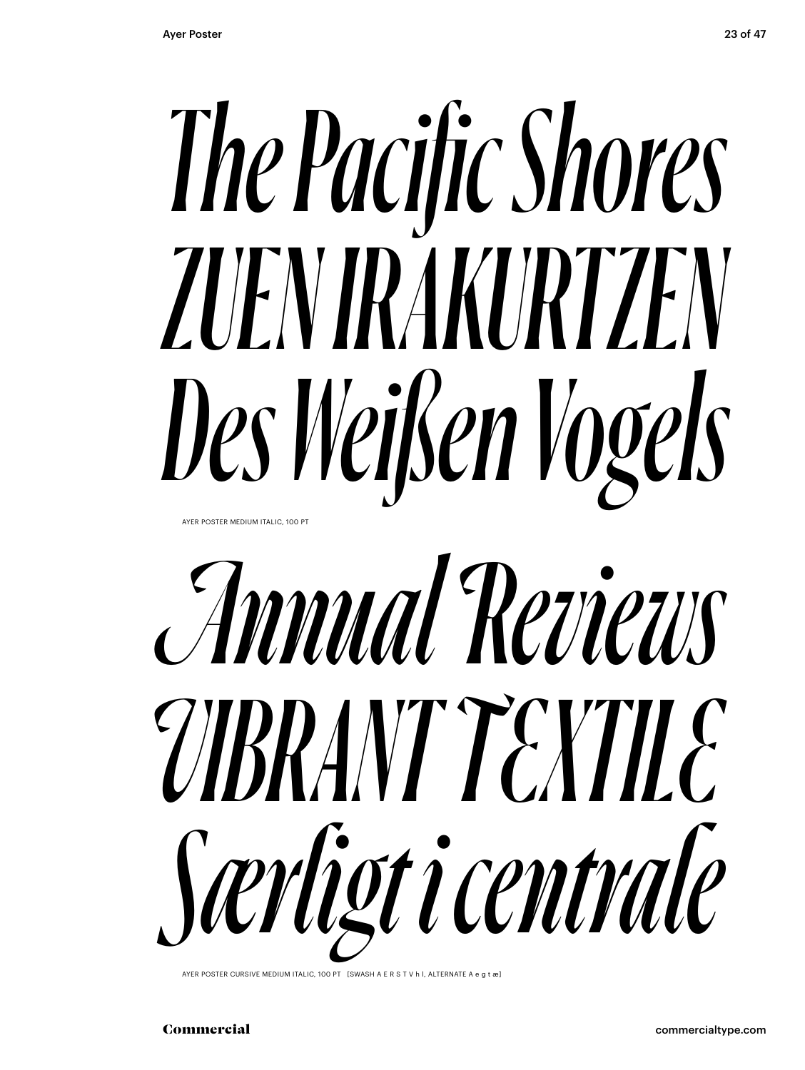*The Pacific Shores*
*ZUEN IRAKURTZEN*
*Des Weißen Vogels*

AYER POSTER MEDIUM ITALIC, 100 PT

*Annual Reviews*
*VIBRANT TEXTILE*
*Særligt i centrale*

AYER POSTER CURSIVE MEDIUM ITALIC, 100 PT [SWASH A E R S T V h l, ALTERNATE A e g t æ]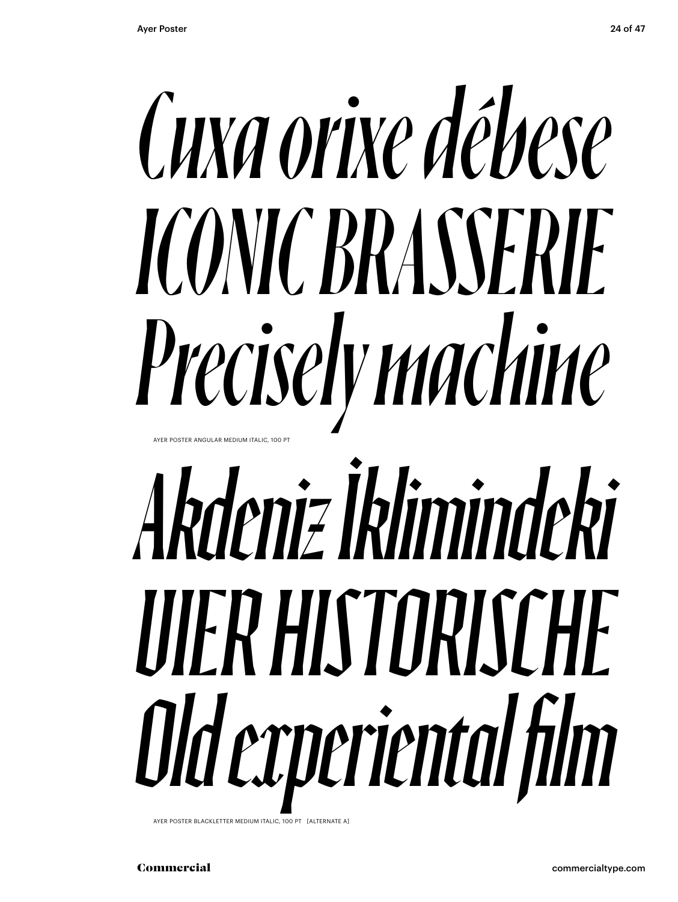*Cuxa orixe débese*
*ICONIC BRASSERIE*
*Precisely machine*

AYER POSTER ANGULAR MEDIUM ITALIC, 100 PT

*Akdeniz İklimindeki*
*VIER HISTORISCHE*
*Old experiental film*

AYER POSTER BLACKLETTER MEDIUM ITALIC, 100 PT [ALTERNATE A]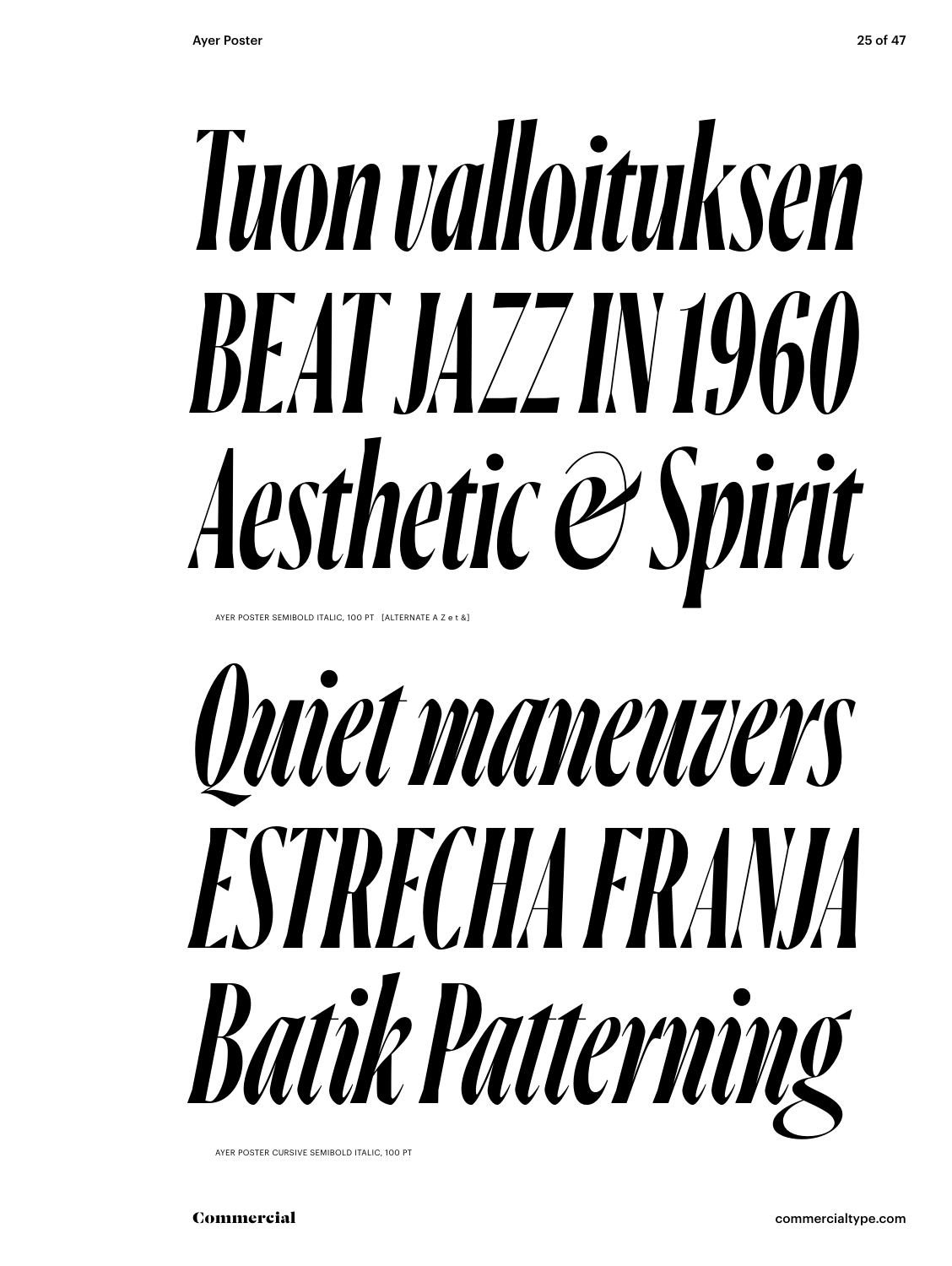*Tuon valloituksen*
*BEAT JAZZ IN 1960*
*Aesthetic & Spirit*

AYER POSTER SEMIBOLD ITALIC, 100 PT [ALTERNATE A Z e t &]

*Quiet maneuvers*
*ESTRECHA FRANJA*
*Batik Patterning*

AYER POSTER CURSIVE SEMIBOLD ITALIC, 100 PT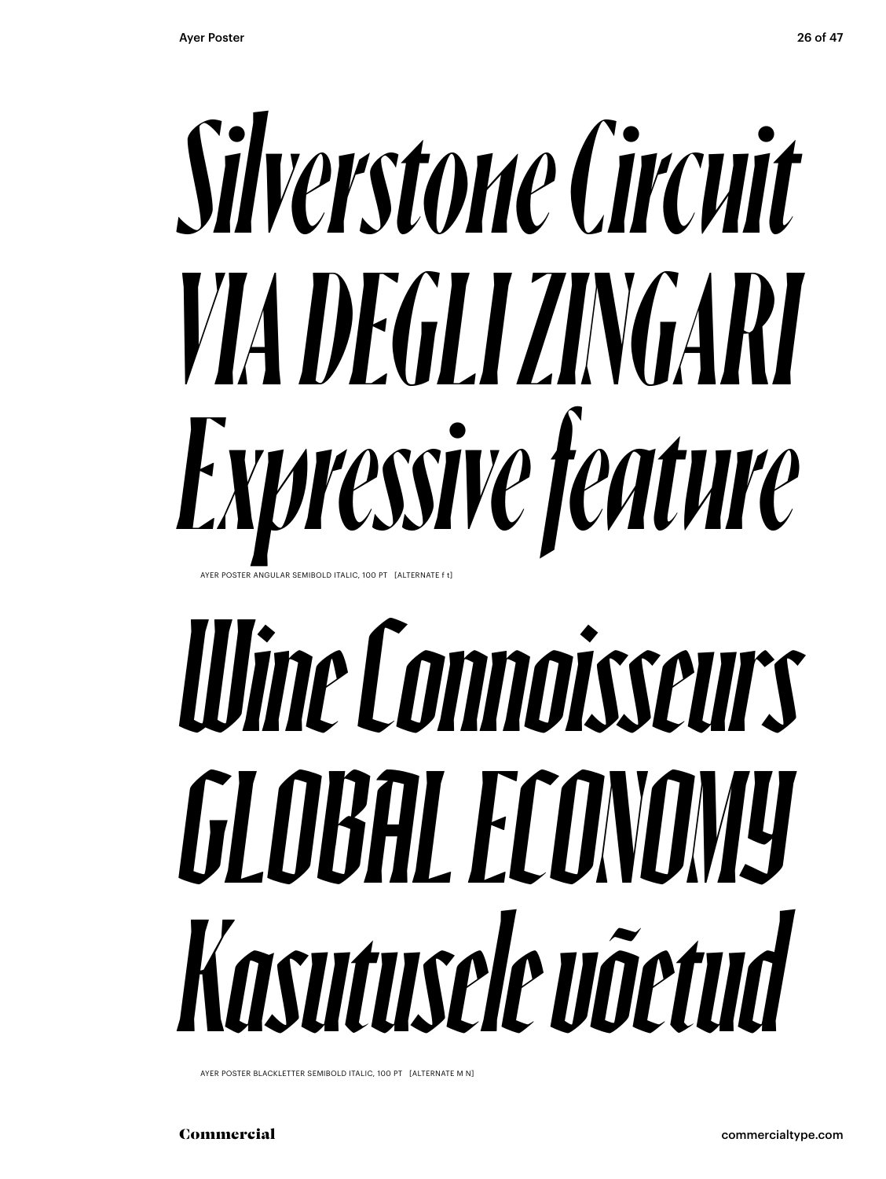*Silverstone Circuit*
*VIA DEGLI ZINGARI*
*Expressive feature*

AYER POSTER ANGULAR SEMIBOLD ITALIC, 100 PT [ALTERNATE f t]

*Wine Connoisseurs*
*GLOBAL ECONOMY*
*Kasutusele võetud*

AYER POSTER BLACKLETTER SEMIBOLD ITALIC, 100 PT [ALTERNATE M N]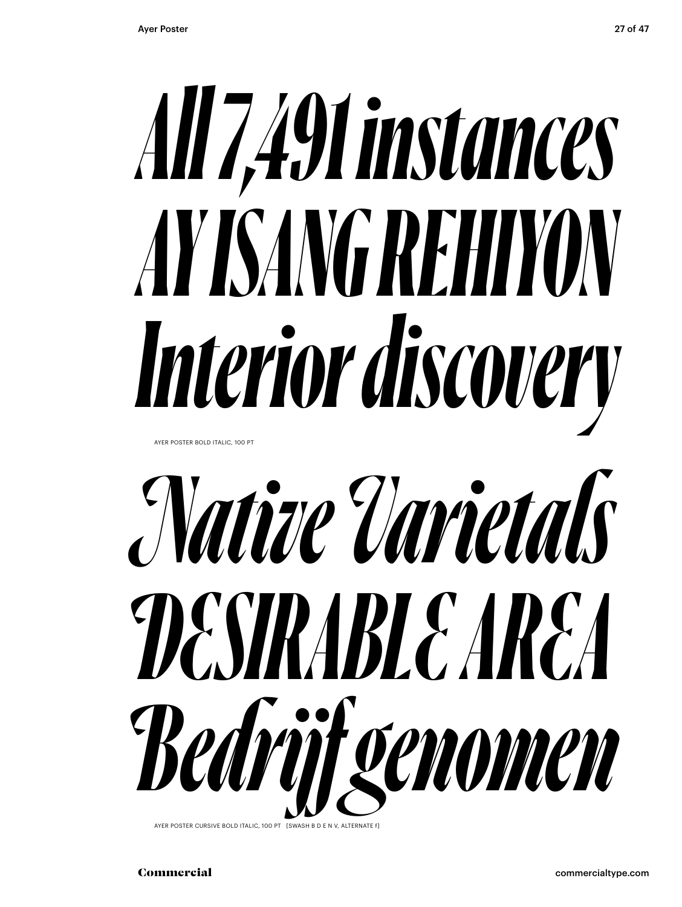All 7,491 instances
AY ISANG REHIYON
Interior discovery

AYER POSTER BOLD ITALIC, 100 PT

Native Varietals
DESIRABLE AREA
Bedrijf genomen

AYER POSTER CURSIVE BOLD ITALIC, 100 PT [SWASH B D E N V, ALTERNATE f]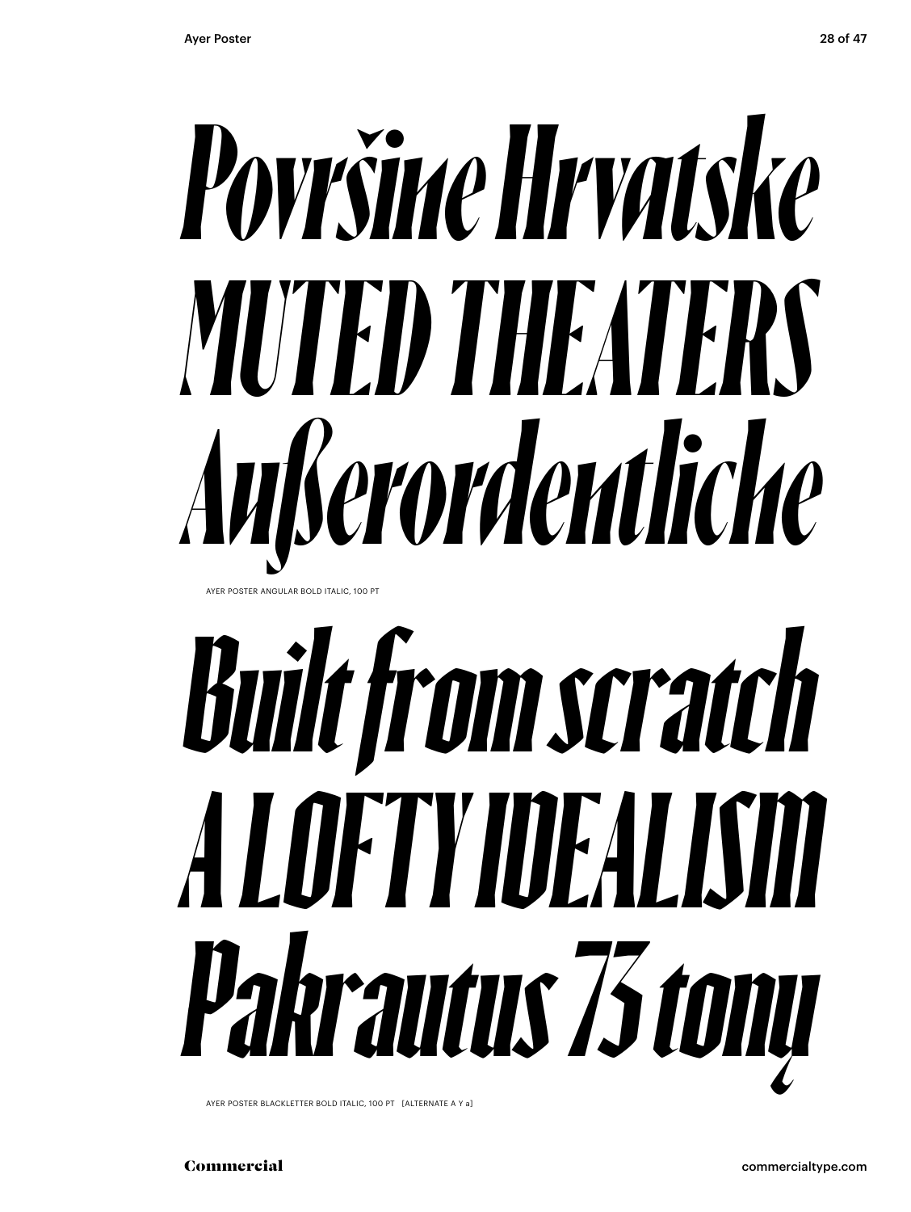*Površine Hrvatske*
*MUTED THEATERS*
*Außerordentliche*

AYER POSTER ANGULAR BOLD ITALIC, 100 PT

*Built from scratch*
*A LOFTY IDEALISM*
*Pakrautus 73 tony*

AYER POSTER BLACKLETTER BOLD ITALIC, 100 PT [ALTERNATE A Y a]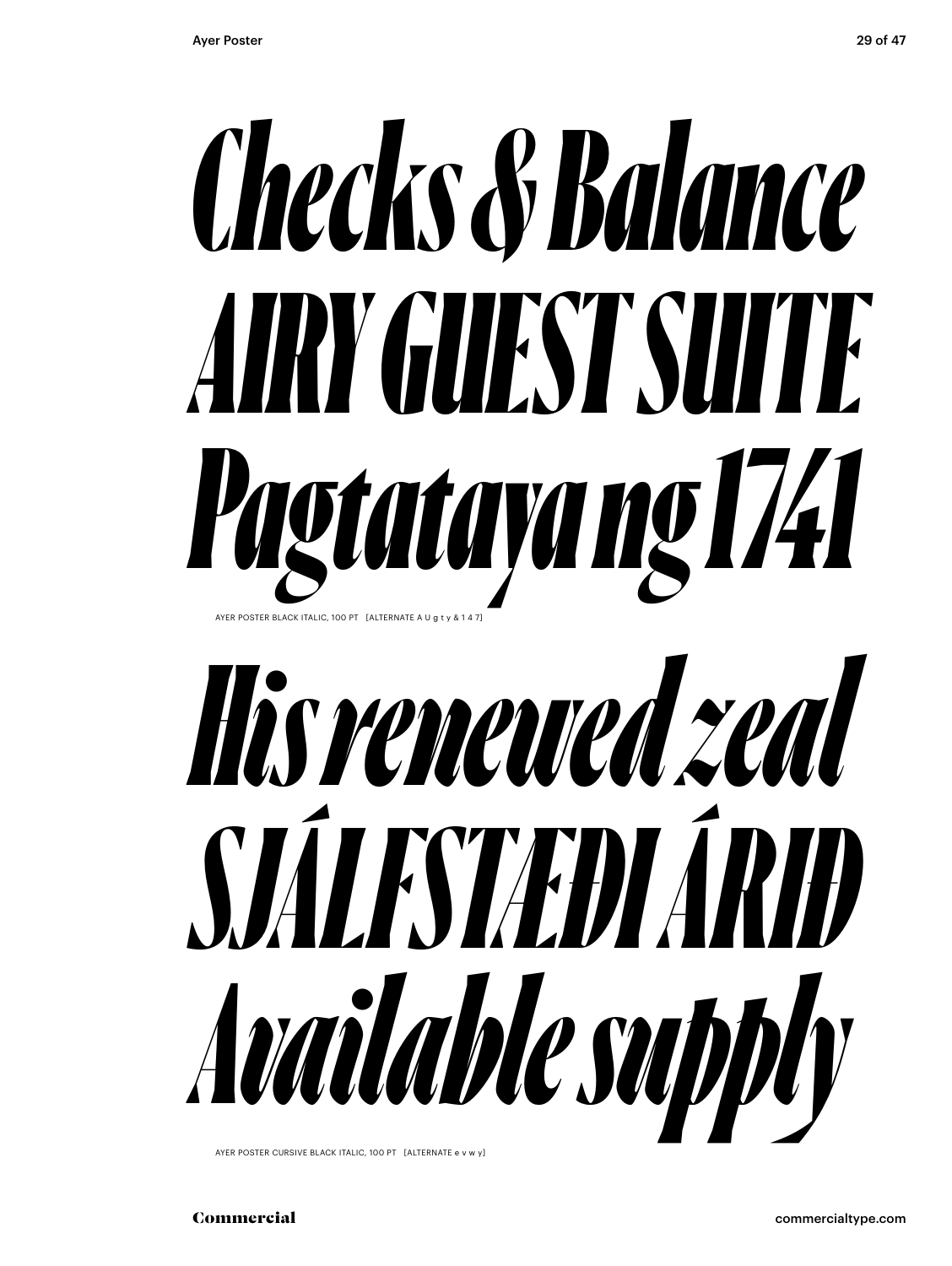*Checks & Balance*
*AIRY GUEST SUITE*
*Pagtataya ng 1741*

AYER POSTER BLACK ITALIC, 100 PT [ALTERNATE A U g t y & 1 4 7]

*His renewed zeal*
*SJÁLFSTÆÐI ÁRIÐ*
*Available supply*

AYER POSTER CURSIVE BLACK ITALIC, 100 PT [ALTERNATE e v w y]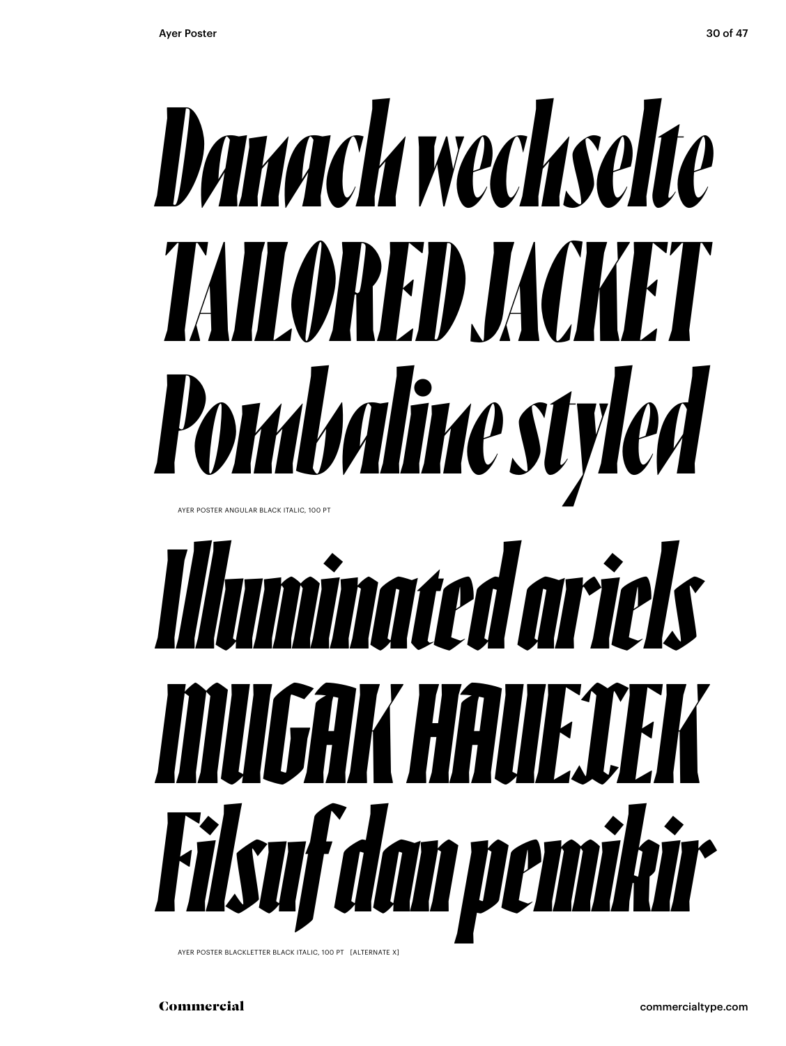Danach wechselte

TAILORED JACKET

Pombaline styled

AYER POSTER ANGULAR BLACK ITALIC, 100 PT

Illuminated ariels

MUGAK HAUEJEK

Filsuf dan pemikir

AYER POSTER BLACKLETTER BLACK ITALIC, 100 PT [ALTERNATE X]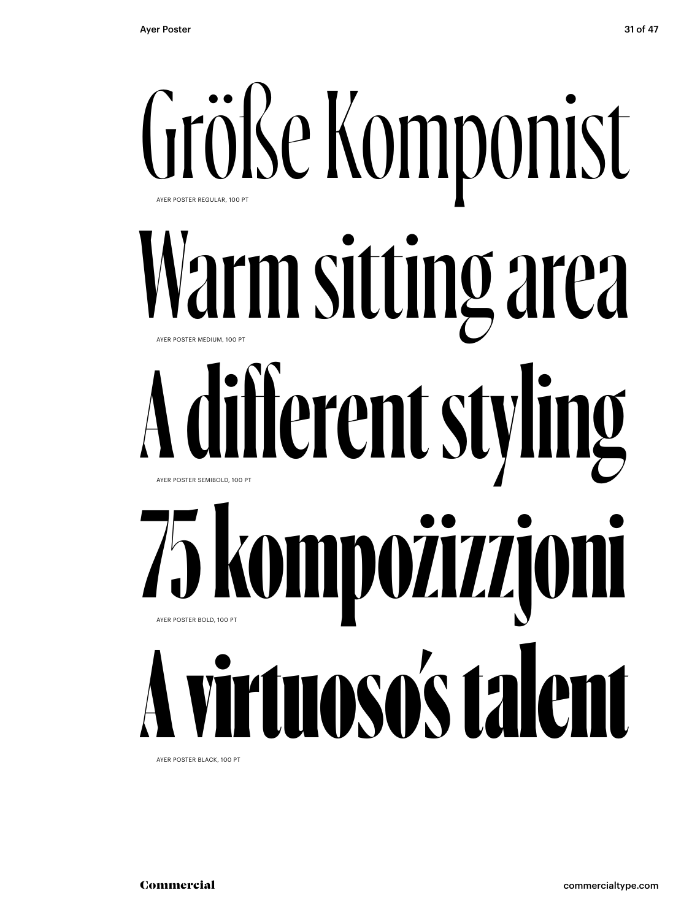Größe Komponist

AYER POSTER REGULAR, 100 PT

Warm sitting area

AYER POSTER MEDIUM, 100 PT

A different styling

AYER POSTER SEMIBOLD, 100 PT

75 kompożizzjoni

AYER POSTER BOLD, 100 PT

A virtuoso's talent

AYER POSTER BLACK, 100 PT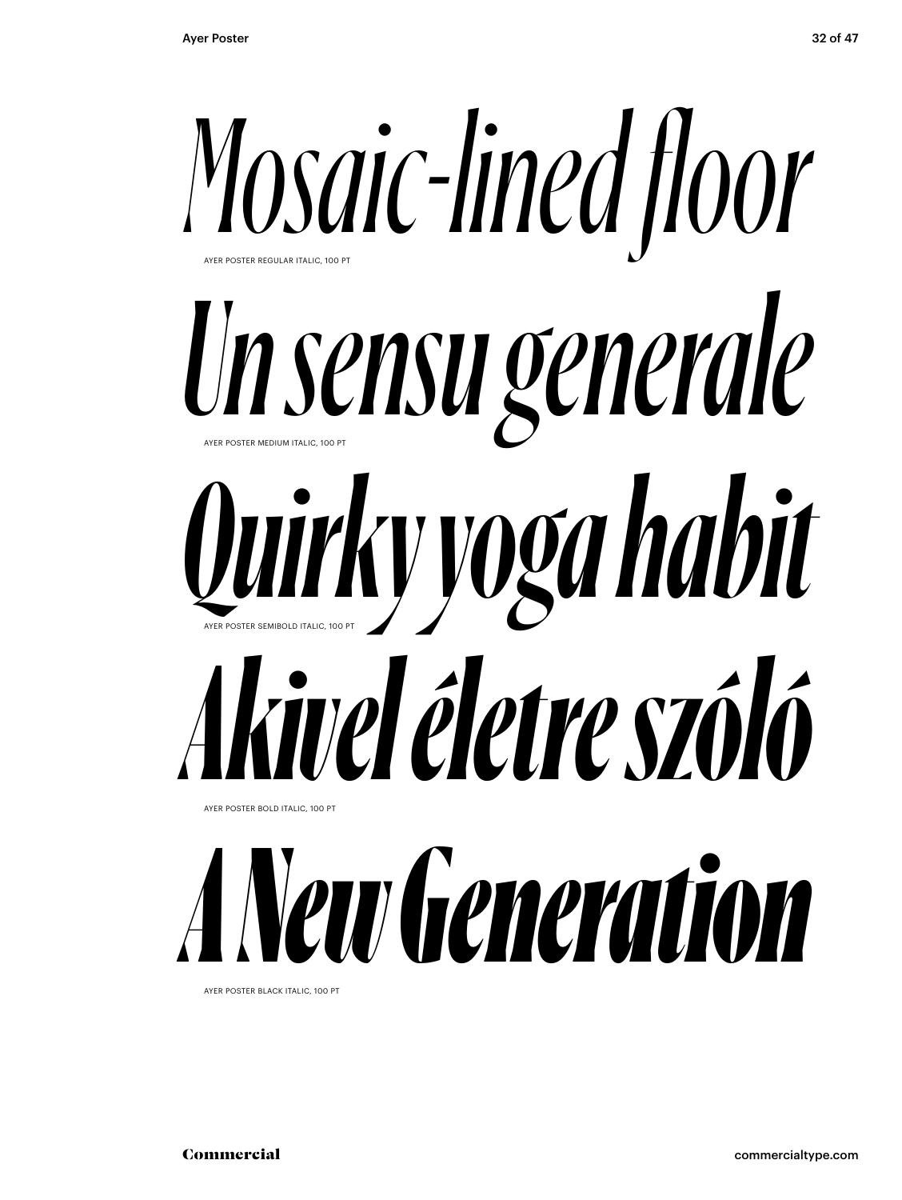*Mosaic-lined floor*

AYER POSTER REGULAR ITALIC, 100 PT

*Un sensu generale*

AYER POSTER MEDIUM ITALIC, 100 PT

*Quirky yoga habit*

AYER POSTER SEMIBOLD ITALIC, 100 PT

***Akivel életre szóló***

AYER POSTER BOLD ITALIC, 100 PT

***A New Generation***

AYER POSTER BLACK ITALIC, 100 PT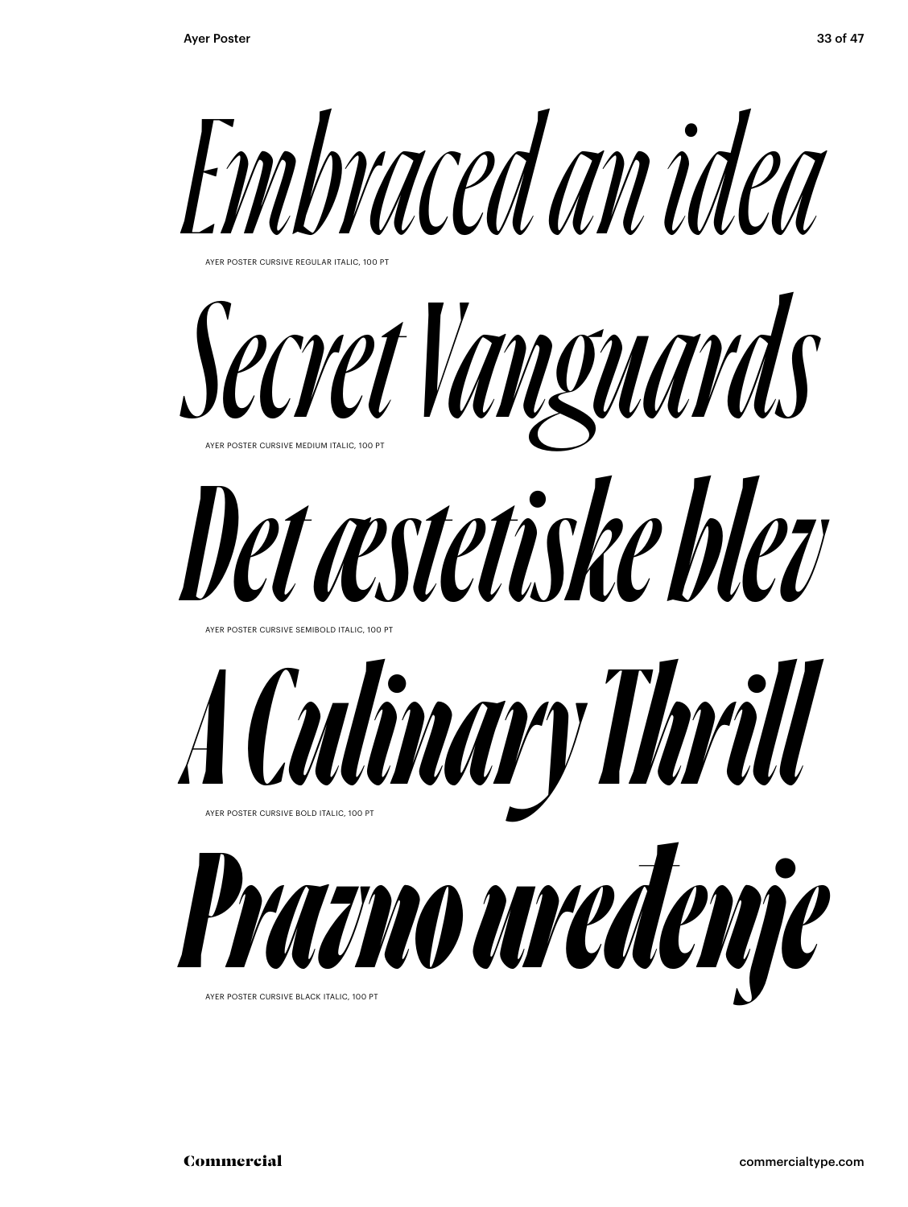*Embraced an idea*

AYER POSTER CURSIVE REGULAR ITALIC, 100 PT

*Secret Vanguards*

AYER POSTER CURSIVE MEDIUM ITALIC, 100 PT

*Det æstetiske blev*

AYER POSTER CURSIVE SEMIBOLD ITALIC, 100 PT

*A Culinary Thrill*

AYER POSTER CURSIVE BOLD ITALIC, 100 PT

*Prazno uređenje*

AYER POSTER CURSIVE BLACK ITALIC, 100 PT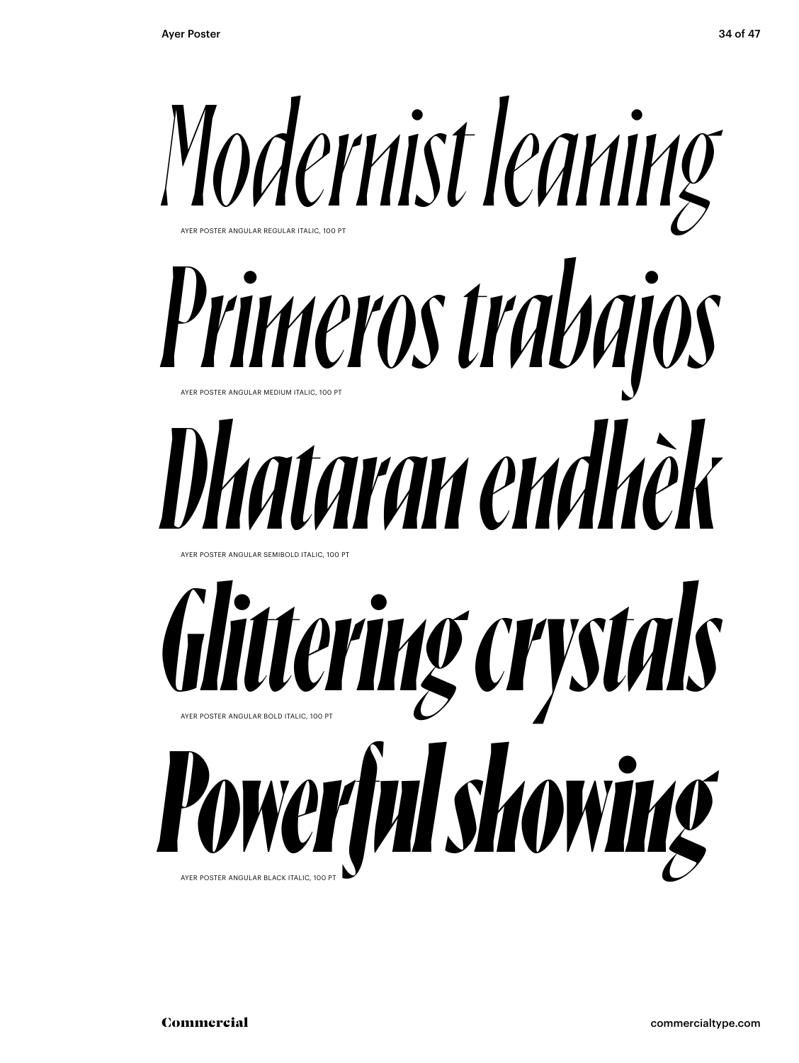*Modernist leaning*

AYER POSTER ANGULAR REGULAR ITALIC, 100 PT

*Primeros trabajos*

AYER POSTER ANGULAR MEDIUM ITALIC, 100 PT

*Dhataran endhèk*

AYER POSTER ANGULAR SEMIBOLD ITALIC, 100 PT

***Glittering crystals***

AYER POSTER ANGULAR BOLD ITALIC, 100 PT

***Powerful showing***

AYER POSTER ANGULAR BLACK ITALIC, 100 PT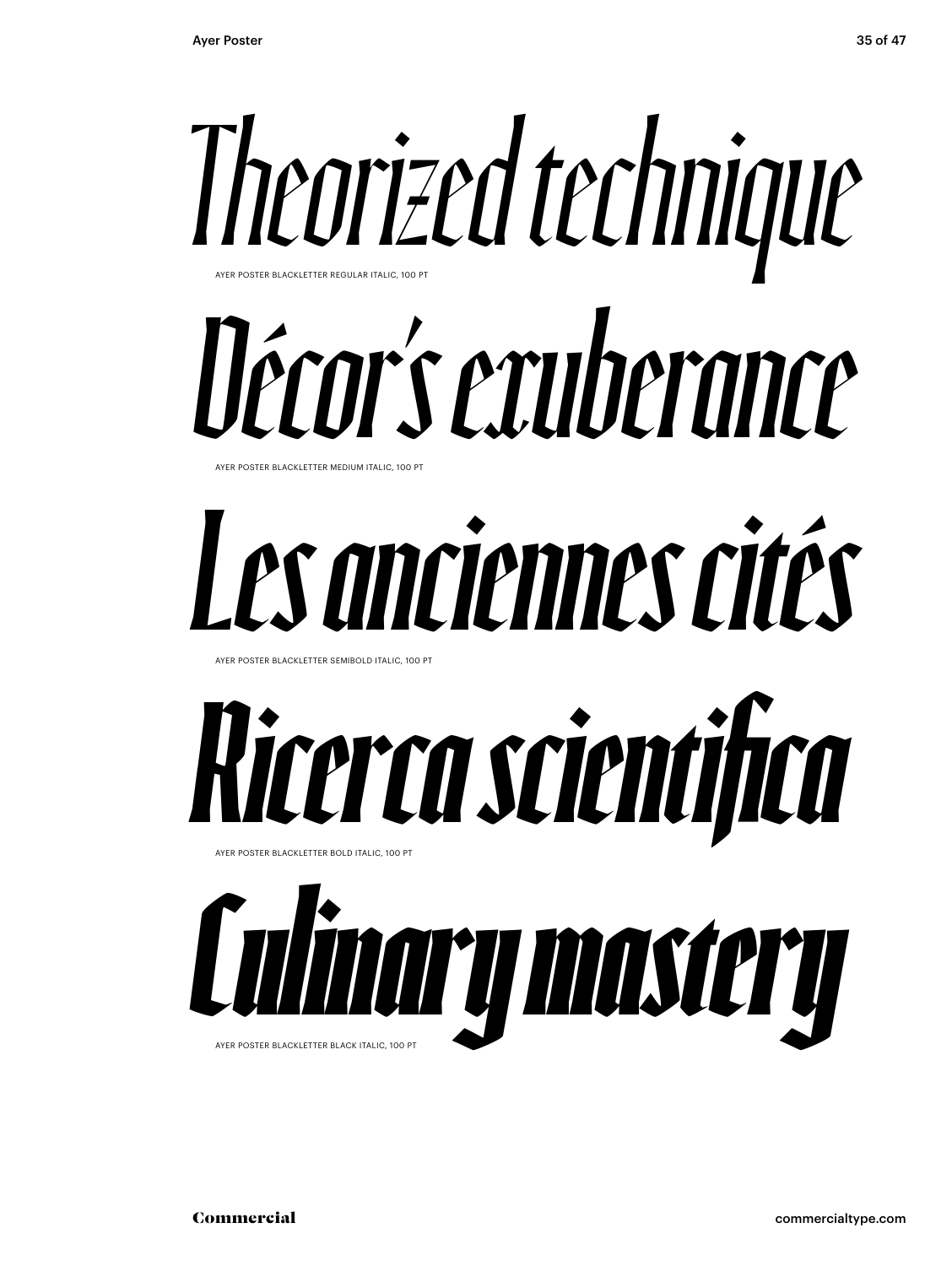*Theorized technique*

AYER POSTER BLACKLETTER REGULAR ITALIC, 100 PT

*Décor's exuberance*

AYER POSTER BLACKLETTER MEDIUM ITALIC, 100 PT

*Les anciennes cités*

AYER POSTER BLACKLETTER SEMIBOLD ITALIC, 100 PT

***Ricerca scientifica***

AYER POSTER BLACKLETTER BOLD ITALIC, 100 PT

***Culinary mastery***

AYER POSTER BLACKLETTER BLACK ITALIC, 100 PT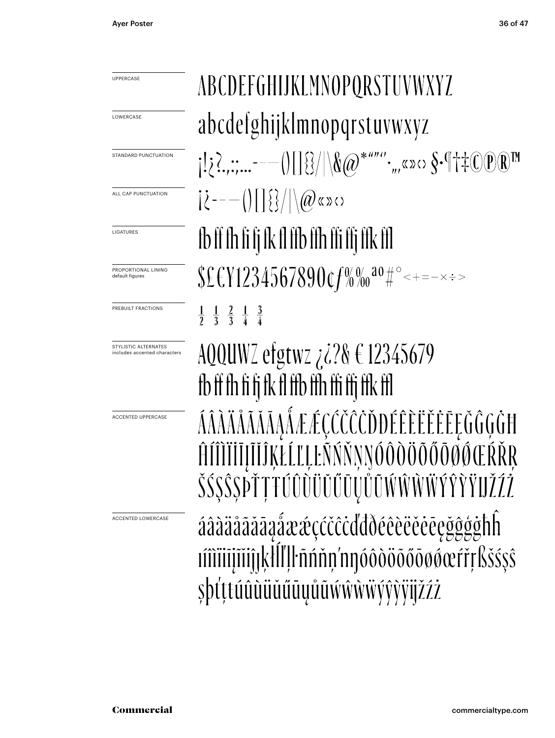UPPERCASE

ABCDEFGHIJKLMNOPQRSTUVWXYZ

LOWERCASE

abcdefghijklmnopqrstuvwxyz

STANDARD PUNCTUATION

¡!¿?.,:;…-–—()[]{}/|\&@*“”‘’·„‚«»‹› §·¶†‡©℗®™

ALL CAP PUNCTUATION

¡¿-–—()[]{}/|\@«»‹›

LIGATURES

fb ff fh fi fj fk fl ffb ffh ffi ffj ffk ffl

PROPORTIONAL LINING
default figures

$£€¥1234567890¢ƒ%‰ªº#°<+=−×÷>

PREBUILT FRACTIONS

½ ⅓ ⅔ ¼ ¾

STYLISTIC ALTERNATES
includes accented characters

AQQUWZ efgtwz ¿¿?& € 12345679
fb ff fh fi fj fk fl ffb ffh ffi ffj ffk ffl

ACCENTED UPPERCASE

ÁÂÀÄÅÃĂĀĄǺÆǼÇĆČĈĊĎĐÉÊÈËĚĖĒĘĞĜĢĠĦ
ĤÍÎÌÏİĪĮĨĬĴĶŁĹĽĻĿÑŃŇŅŊÓÔÒÖÕŐŌØǾŒŔŘŖ
ŠŚŞŜȘÞŤŢŦÚÛÙÜŬŰŪŲŮŨẂŴẀẄÝŶỲŸĲŽŹŻ

ACCENTED LOWERCASE

áâàäåãăāąǻæǽçćčĉċďđðéêèëěėēęğĝģġħĥ
ıíîìïīįĩĭȷĵķłĺľļŀñńňņʼnŋóôòöõőōøǿœŕřŗßšśşŝ
șþťţŧúûùüŭűūųůũẃŵẁẅýŷỳÿĳžźż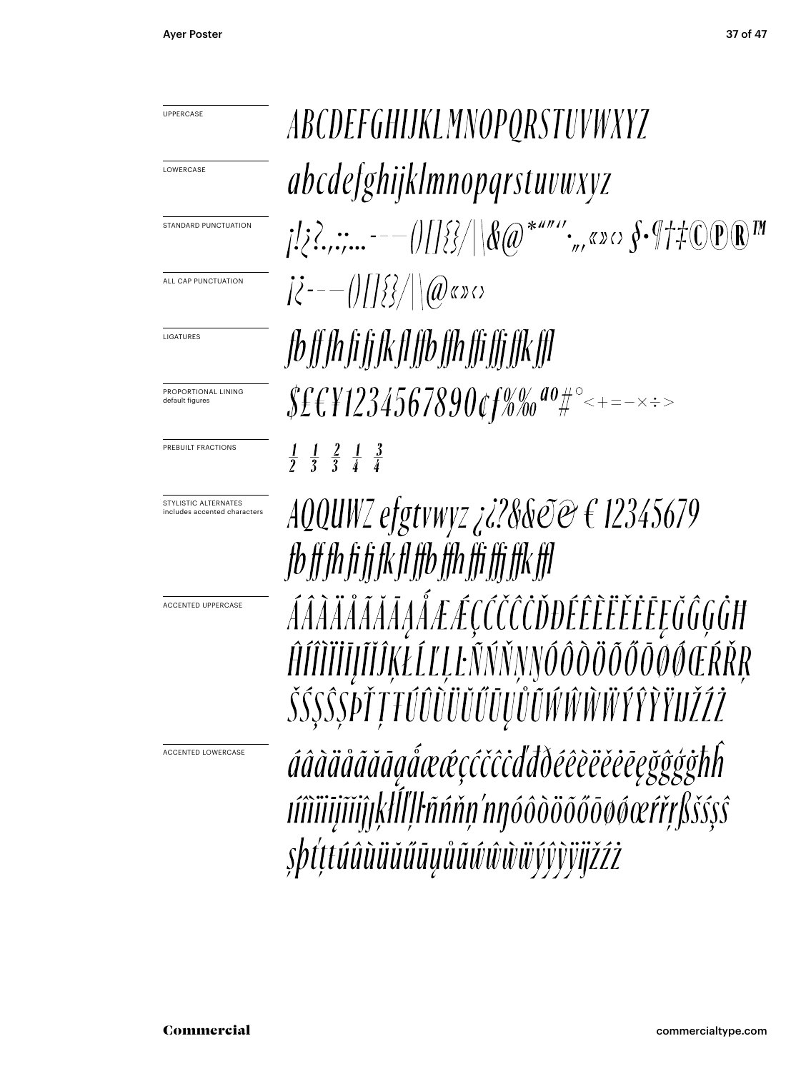UPPERCASE

ABCDEFGHIJKLMNOPQRSTUVWXYZ

LOWERCASE

abcdefghijklmnopqrstuvwxyz

STANDARD PUNCTUATION

¡!¿?.,:;…-–—()[]{}/|\&@*"'"'‚„«»‹› §•¶†‡©℗®™

ALL CAP PUNCTUATION

¡¿-–—()[]{}/|\@«»‹›

LIGATURES

ﬀ ﬀ ﬀ ﬁ ﬀ ﬀ ﬂ ﬀ ﬀ ﬃ ﬀ ﬀ ﬄ

PROPORTIONAL LINING
default figures

$£€¥1234567890¢ƒ%‰ªº#°<+=−×÷>

PREBUILT FRACTIONS

½ ⅓ ⅔ ¼ ¾

STYLISTIC ALTERNATES
includes accented characters

AQQUWZ efgtvwyz ¿¿?&&ẽẽ € 12345679
ﬀ ﬀ ﬀ ﬁ ﬀ ﬀ ﬂ ﬀ ﬀ ﬃ ﬀ ﬀ ﬄ

ACCENTED UPPERCASE

ÁÂÀÄÅÃĂĀĄǺÆǼÇĆČĈĊĎĐÉÊÈËĚĖĒĘĞĜĢĠĦ
ĤÍÎÌÏİĪĮĨĬĴĶŁĹĽĻĿÑŃŇŅŊÓÔÒÖÕŐŌØǾŒŔŘŖ
ŠŚŞŜȘÞŤŢŦÚÛÙÜŬŰŪŲŮŨẂŴẀẄÝŶỲŸĲŽŹŻ

ACCENTED LOWERCASE

áâàäåãăāąǻæǽçćčĉċďđðéêèëěėēęğĝģġħĥ
ıíîìïīįĩĭĵķłĺľļŀñńňņŉŋóôòöõőōøǿœŕřŗßšśşŝ
șþťţŧúûùüŭűūųůũẃŵẁẅýŷỳÿĳžźż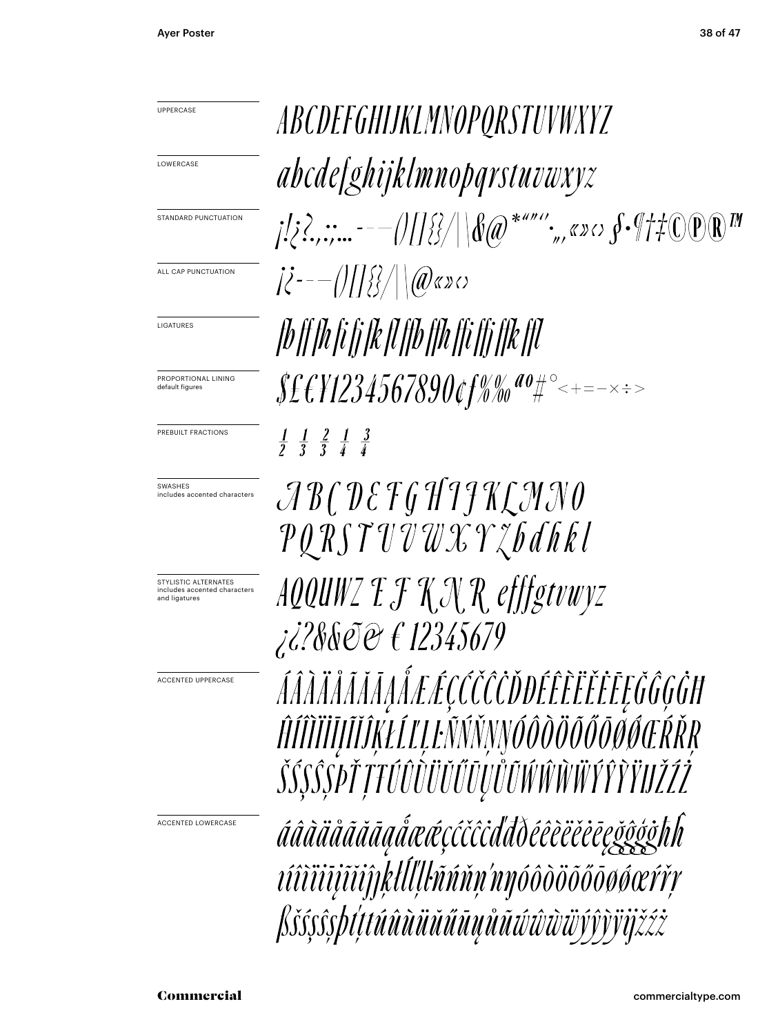UPPERCASE

ABCDEFGHIJKLMNOPQRSTUVWXYZ

LOWERCASE

abcdefghijklmnopqrstuvwxyz

STANDARD PUNCTUATION

¡!¿?.,:;...-–—()[]{}/|\&@*"""'.„‚«»‹› §•¶†‡©℗®™

ALL CAP PUNCTUATION

¡¿-–—()[]{}/|\@«»‹›

LIGATURES

fb ff ffh fi fj fk fl ffb ffh ffi ffj ffk ffl

PROPORTIONAL LINING
default figures

$£€¥1234567890¢ƒ%‰ªº#°<+=−×÷>

PREBUILT FRACTIONS

½ ⅓ ⅔ ¼ ¾

SWASHES
includes accented characters

A B C D E F G H I J K L M N O
P Q R S T U V W X Y Z b d h k l

STYLISTIC ALTERNATES
includes accented characters and ligatures

AQQUWZ E F K N R efffgtvwyz
¿¿?&&&& € 12345679

ACCENTED UPPERCASE

ÁÂÀÄÅÃĂĀĄǺÆǼÇĆČĈĊĎĐÉÊÈËĚĖĒĘĞĜĢĠĦ
ĤÍÎÌÏĪĮĨĬĴĶŁĹĽĻĿÑŃŇŅŊÓÔÒÖÕŐŌØǾŒŔŘŖ
ŠŚŞŜȘÞŤŢŦÚÛÙÜŬŰŪŲŮŨẂŴẀẄÝŶỲŸĲŽŹŻ

ACCENTED LOWERCASE

áâàäåãăāąǻæǽçćčĉċďđðéêèëěėēęğĝģġħĥ
ıíîìïīįĩĭĵķłĺľļŀñńňņŉŋóôòöõőōøǿœŕřŗ
ßšśşŝșþťţŧúûùüŭűūųůũẃŵẁẅýŷỳÿĳžźż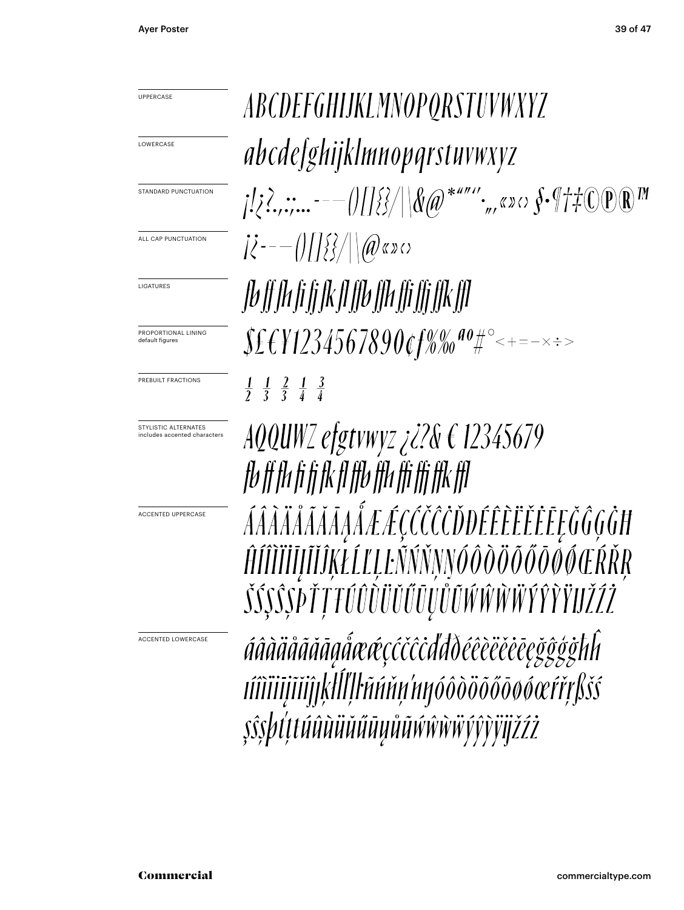UPPERCASE

ABCDEFGHIJKLMNOPQRSTUVWXYZ

LOWERCASE

abcdefghijklmnopqrstuvwxyz

STANDARD PUNCTUATION

¡!¿?.,:;…-–—()[]{}/|\&@*"“”‘’·„‚«»‹› §•¶†‡©℗®™

ALL CAP PUNCTUATION

¡¿-–—()[]{}/|\@«»‹›

LIGATURES

ﬀ ﬀ ﬀ ﬁ ﬁ ﬀ ﬂ ﬀ ﬀ ﬃ ﬀ ﬀ ﬄ

PROPORTIONAL LINING
default figures

$£€¥1234567890¢ƒ%‰ªº#°<+=−×÷>

PREBUILT FRACTIONS

½ ⅓ ⅔ ¼ ¾

STYLISTIC ALTERNATES
includes accented characters

AQQUWZ efgtvwyz ¿¿?& € 12345679
ﬀ ﬀ ﬀ ﬁ ﬁ ﬀ ﬂ ﬀ ﬀ ﬃ ﬀ ﬀ ﬄ

ACCENTED UPPERCASE

ÁÂÀÄÅÃĂĀĄǺÆǼÇĆČĈĊĎĐÉÊÈËĚĖĒĘĞĜĢĠĦ
ĤÍÎÌÏİĪĮĨĬĴĶŁĹĽĻĿÑŃŇŅŊÓÔÒÖÕŐŌØǾŒŔŘŖ
ŠŚŞŜȘÞŤŢŦÚÛÙÜŬŰŪŲŮŨẂŴẀẄÝŶỲŸĲŽŹŻ

ACCENTED LOWERCASE

áâàäåãăāąǻæǽçćčĉċďđðéêèëěėēęğĝģġħĥ
ıíîìïīįĩĭȷĵķłĺľļŀñńňņŉŋóôòöõőōøǿœŕřŗßšś
şŝșþťţŧúûùüŭűūųůũẃŵẁẅýŷỳÿĳžźż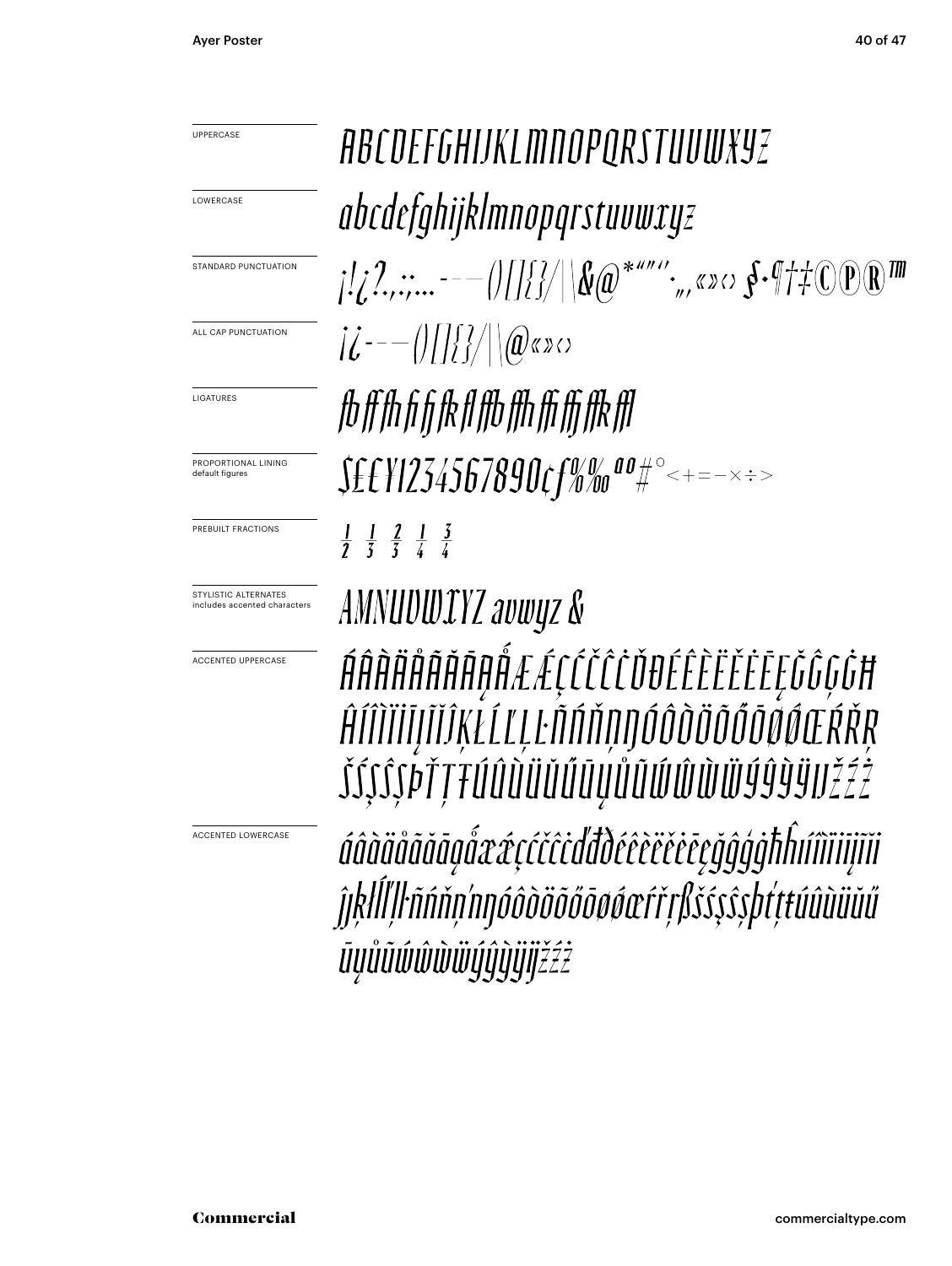UPPERCASE

ABCDEFGHIJKLMNOPQRSTUVWXYZ

LOWERCASE

abcdefghijklmnopqrstuvwxyz

STANDARD PUNCTUATION

¡!¿?.,:;...-–—()[]{}/|\&@*"""''‚„«»‹› §·¶†‡©℗®™

ALL CAP PUNCTUATION

¡¿-–—()[]{}/|\@«»‹›

LIGATURES

fb ff fh fi fj fk fl ffb ffh ffi ffj ffk ffl

PROPORTIONAL LINING default figures

$£€¥1234567890¢ƒ%‰ªº#°<+=−×÷>

PREBUILT FRACTIONS

½ ⅓ ⅔ ¼ ¾

STYLISTIC ALTERNATES includes accented characters

AMNUVWXYZ avwyz &

ACCENTED UPPERCASE

ÁÂÀÄÅÃĂĀĄǺÆǼÇĆČĈĊĎĐÉÊÈËĚĖĒĘĞĜĢĠĦ
ĤÍÎÌÏİĪĮĨĬĴĶŁĹĽĻĿÑŃŇŅŊÓÔÒÖÕŐŌØǾŒŔŘŖ
ŠŚŞŜȘÞŤŢŦÚÛÙÜŬŰŪŲŮŨẂŴẀẄÝŶỲŸĲŽŹŻ

ACCENTED LOWERCASE

áâàäåãăāąǻæǽçćčĉċďđðéêèëěėēęğĝģġħĥıíîìïiīįĩĭ
ȷĵķłĺľļŀñńňņŉŋóôòöõőōøǿœŕřŗßšśşŝșþťţŧúûùüŭű
ūųůũẃŵẁẅýŷỳÿĳžźż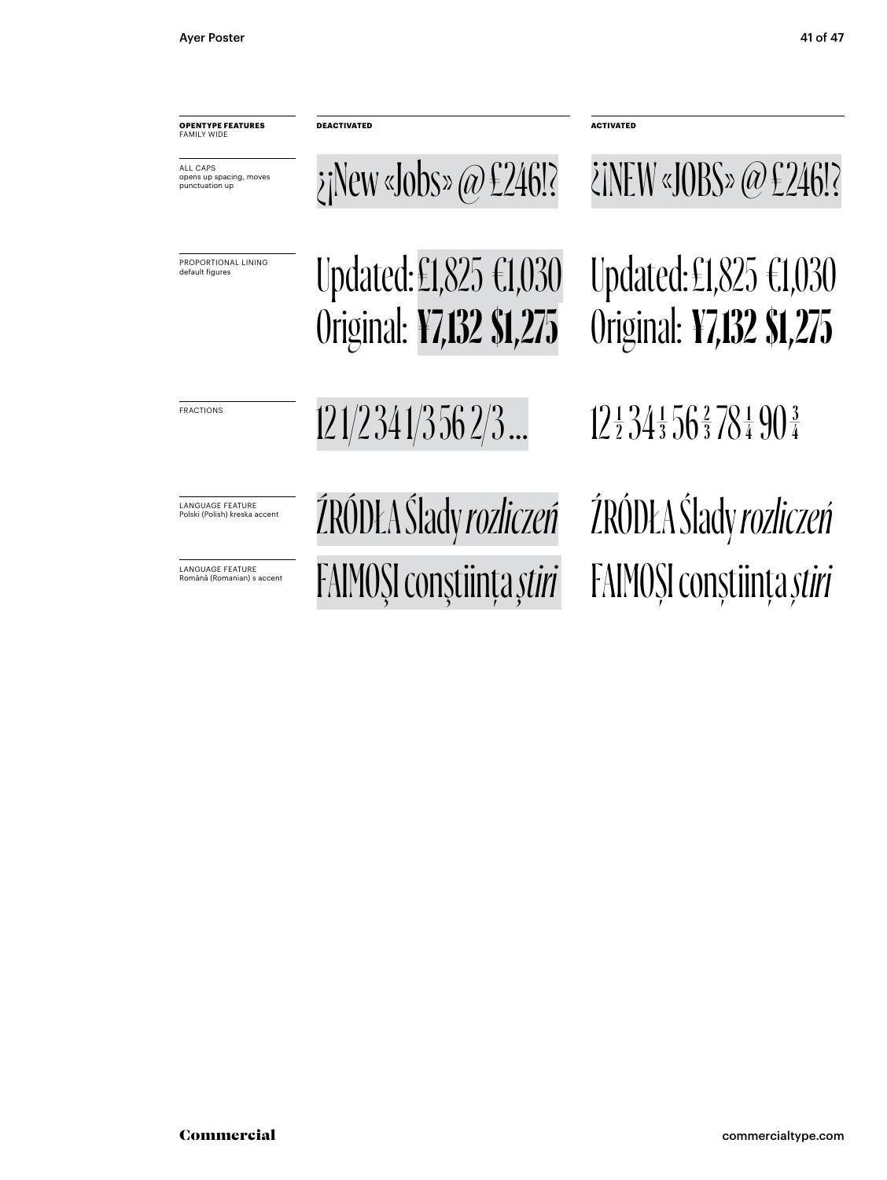| **OPENTYPE FEATURES** FAMILY WIDE | **DEACTIVATED** | **ACTIVATED** |
| --- | --- | --- |
| ALL CAPS opens up spacing, moves punctuation up | ¿¡New «Jobs» @ £246!? | ¿¡NEW «JOBS» @ £246!? |
| PROPORTIONAL LINING default figures | Updated: £1,825 €1,030 Original: **¥7,132 $1,275** | Updated: £1,825 €1,030 Original: **¥7,132 $1,275** |
| FRACTIONS | 12 1/2 34 1/3 56 2/3 ... | 12 ½ 34 ⅓ 56 ⅔ 78 ¼ 90 ¾ |
| LANGUAGE FEATURE Polski (Polish) kreska accent | ŹRÓDŁA Ślady *rozliczeń* | ŹRÓDŁA Ślady *rozliczeń* |
| LANGUAGE FEATURE Română (Romanian) s accent | FAIMOŞI conştiinţa *ştiri* | FAIMOȘI conștiința *știri* |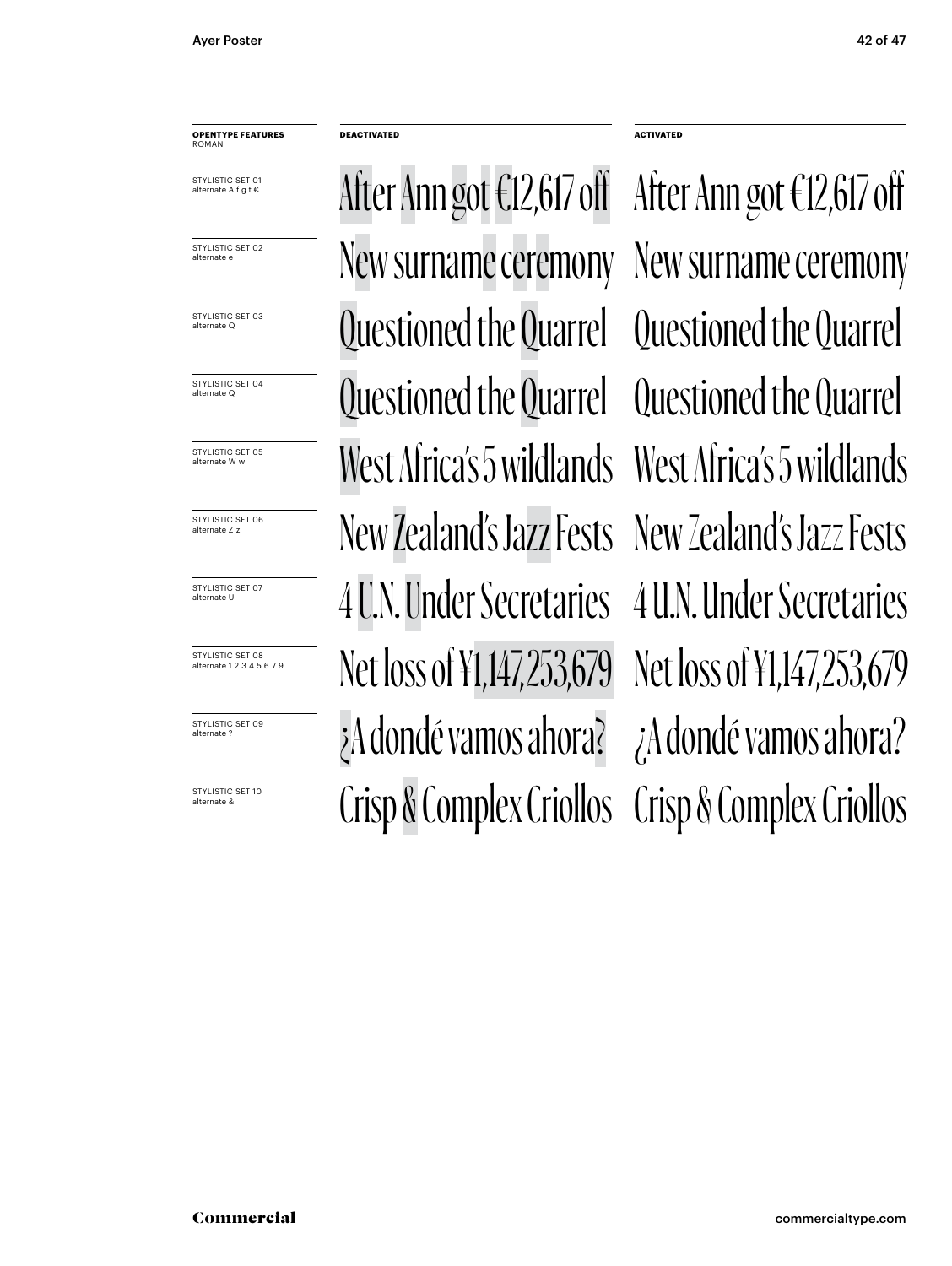| OPENTYPE FEATURES ROMAN | DEACTIVATED | ACTIVATED |
|---|---|---|
| STYLISTIC SET 01 alternate A f g t € | After Ann got €12,617 off | After Ann got €12,617 off |
| STYLISTIC SET 02 alternate e | New surname ceremony | New surname ceremony |
| STYLISTIC SET 03 alternate Q | Questioned the Quarrel | Questioned the Quarrel |
| STYLISTIC SET 04 alternate Q | Questioned the Quarrel | Questioned the Quarrel |
| STYLISTIC SET 05 alternate W w | West Africa's 5 wildlands | West Africa's 5 wildlands |
| STYLISTIC SET 06 alternate Z z | New Zealand's Jazz Fests | New Zealand's Jazz Fests |
| STYLISTIC SET 07 alternate U | 4 U.N. Under Secretaries | 4 U.N. Under Secretaries |
| STYLISTIC SET 08 alternate 1 2 3 4 5 6 7 9 | Net loss of ¥1,147,253,679 | Net loss of ¥1,147,253,679 |
| STYLISTIC SET 09 alternate ? | ¿A dondé vamos ahora? | ¿A dondé vamos ahora? |
| STYLISTIC SET 10 alternate & | Crisp & Complex Criollos | Crisp & Complex Criollos |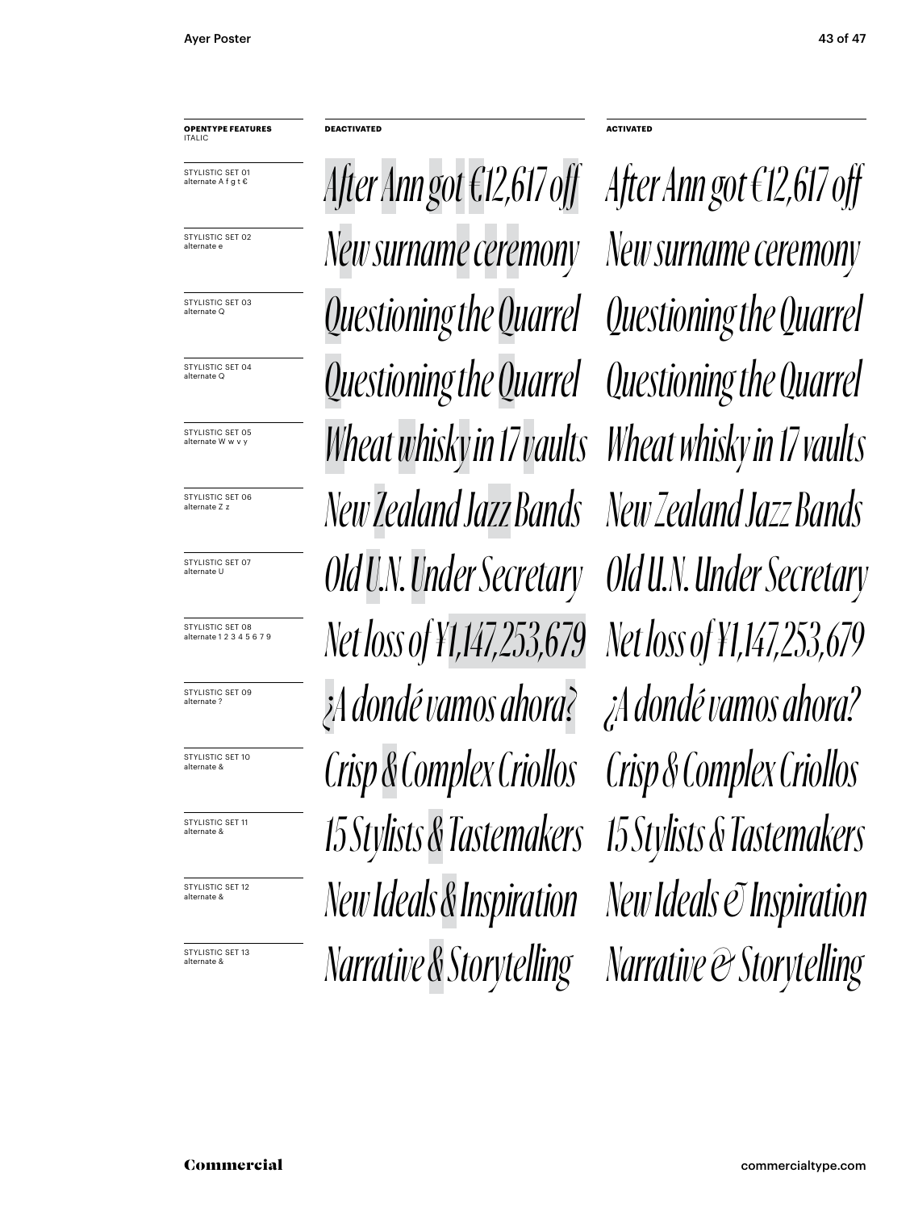| OPENTYPE FEATURES ITALIC | DEACTIVATED | ACTIVATED |
|---|---|---|
| STYLISTIC SET 01 alternate A f g t € | After Ann got €12,617 off | After Ann got €12,617 off |
| STYLISTIC SET 02 alternate e | New surname ceremony | New surname ceremony |
| STYLISTIC SET 03 alternate Q | Questioning the Quarrel | Questioning the Quarrel |
| STYLISTIC SET 04 alternate Q | Questioning the Quarrel | Questioning the Quarrel |
| STYLISTIC SET 05 alternate W w v y | Wheat whisky in 17 vaults | Wheat whisky in 17 vaults |
| STYLISTIC SET 06 alternate Z z | New Zealand Jazz Bands | New Zealand Jazz Bands |
| STYLISTIC SET 07 alternate U | Old U.N. Under Secretary | Old U.N. Under Secretary |
| STYLISTIC SET 08 alternate 1 2 3 4 5 6 7 9 | Net loss of ¥1,147,253,679 | Net loss of ¥1,147,253,679 |
| STYLISTIC SET 09 alternate ? | ¿A dondé vamos ahora? | ¿A dondé vamos ahora? |
| STYLISTIC SET 10 alternate & | Crisp & Complex Criollos | Crisp & Complex Criollos |
| STYLISTIC SET 11 alternate & | 15 Stylists & Tastemakers | 15 Stylists & Tastemakers |
| STYLISTIC SET 12 alternate & | New Ideals & Inspiration | New Ideals & Inspiration |
| STYLISTIC SET 13 alternate & | Narrative & Storytelling | Narrative & Storytelling |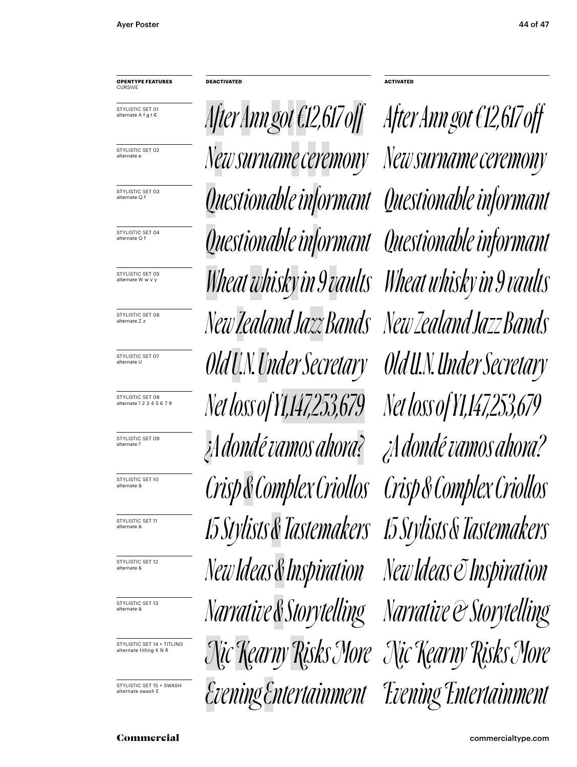| OPENTYPE FEATURES CURSIVE | DEACTIVATED | ACTIVATED |
| --- | --- | --- |
| STYLISTIC SET 01 alternate A f g t € | After Ann got €12,617 off | After Ann got €12,617 off |
| STYLISTIC SET 02 alternate e | New surname ceremony | New surname ceremony |
| STYLISTIC SET 03 alternate Q f | Questionable informant | Questionable informant |
| STYLISTIC SET 04 alternate Q f | Questionable informant | Questionable informant |
| STYLISTIC SET 05 alternate W w v y | Wheat whisky in 9 vaults | Wheat whisky in 9 vaults |
| STYLISTIC SET 06 alternate Z z | New Zealand Jazz Bands | New Zealand Jazz Bands |
| STYLISTIC SET 07 alternate U | Old U.N. Under Secretary | Old U.N. Under Secretary |
| STYLISTIC SET 08 alternate 1 2 3 4 5 6 7 9 | Net loss of ¥1,147,253,679 | Net loss of ¥1,147,253,679 |
| STYLISTIC SET 09 alternate ? | ¿A dondé vamos ahora? | ¿A dondé vamos ahora? |
| STYLISTIC SET 10 alternate & | Crisp & Complex Criollos | Crisp & Complex Criollos |
| STYLISTIC SET 11 alternate & | 15 Stylists & Tastemakers | 15 Stylists & Tastemakers |
| STYLISTIC SET 12 alternate & | New Ideas & Inspiration | New Ideas & Inspiration |
| STYLISTIC SET 13 alternate & | Narrative & Storytelling | Narrative & Storytelling |
| STYLISTIC SET 14 + TITLING alternate titling K N R | Nic Kearny Risks More | Nic Kearny Risks More |
| STYLISTIC SET 15 + SWASH alternate swash E | Evening Entertainment | Evening Entertainment |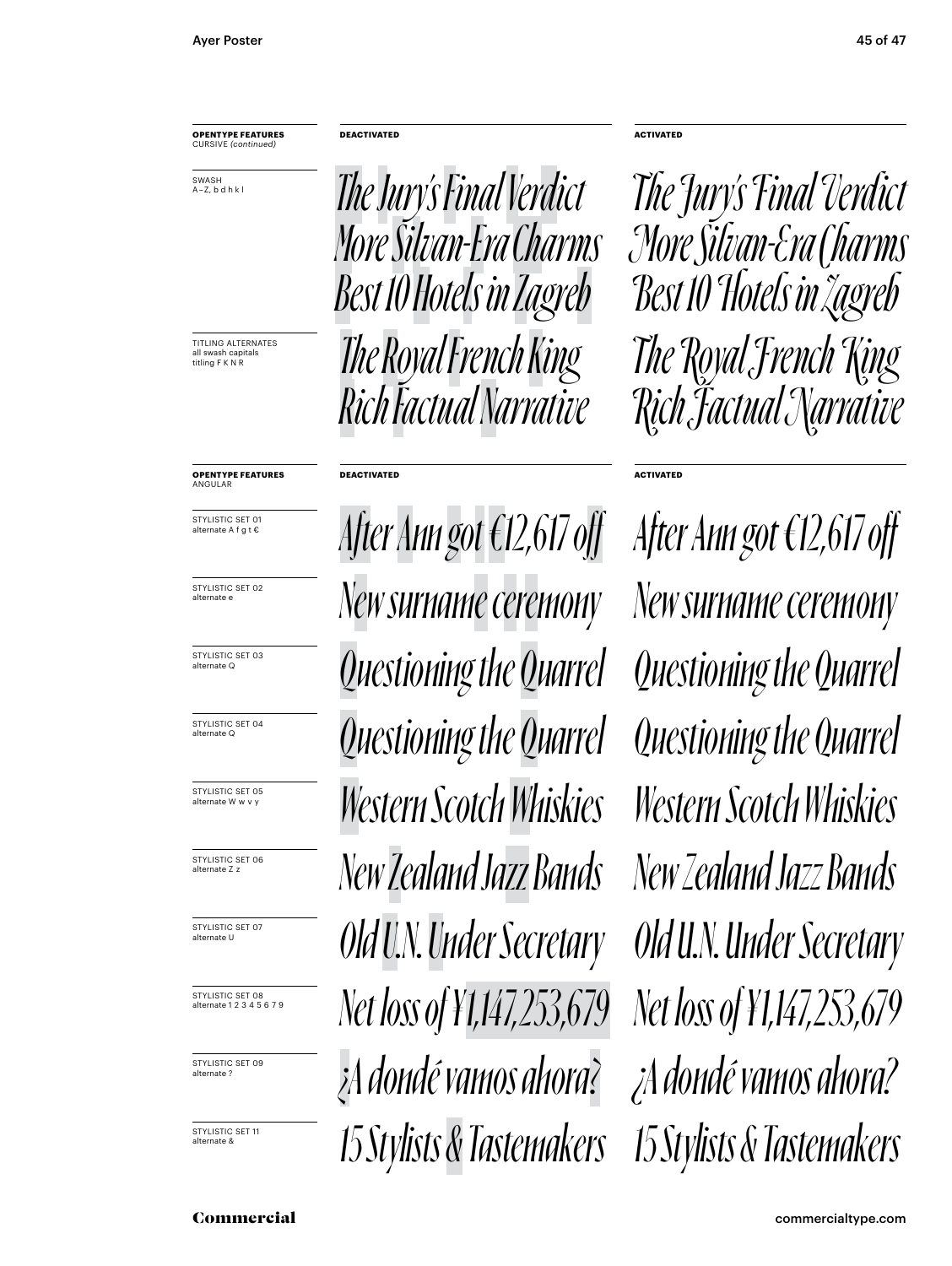| **OPENTYPE FEATURES** CURSIVE *(continued)* | **DEACTIVATED** | **ACTIVATED** |
|---|---|---|
| SWASH A–Z, b d h k l | The Jury's Final Verdict More Silvan-Era Charms Best 10 Hotels in Zagreb | The Jury's Final Verdict More Silvan-Era Charms Best 10 Hotels in Zagreb |
| TITLING ALTERNATES all swash capitals titling F K N R | The Royal French King Rich Factual Narrative | The Royal French King Rich Factual Narrative |

| **OPENTYPE FEATURES** ANGULAR | **DEACTIVATED** | **ACTIVATED** |
|---|---|---|
| STYLISTIC SET 01 alternate A f g t € | After Ann got €12,617 off | After Ann got €12,617 off |
| STYLISTIC SET 02 alternate e | New surname ceremony | New surname ceremony |
| STYLISTIC SET 03 alternate Q | Questioning the Quarrel | Questioning the Quarrel |
| STYLISTIC SET 04 alternate Q | Questioning the Quarrel | Questioning the Quarrel |
| STYLISTIC SET 05 alternate W w v y | Western Scotch Whiskies | Western Scotch Whiskies |
| STYLISTIC SET 06 alternate Z z | New Zealand Jazz Bands | New Zealand Jazz Bands |
| STYLISTIC SET 07 alternate U | Old U.N. Under Secretary | Old U.N. Under Secretary |
| STYLISTIC SET 08 alternate 1 2 3 4 5 6 7 9 | Net loss of ¥1,147,253,679 | Net loss of ¥1,147,253,679 |
| STYLISTIC SET 09 alternate ? | ¿A dondé vamos ahora? | ¿A dondé vamos ahora? |
| STYLISTIC SET 11 alternate & | 15 Stylists & Tastemakers | 15 Stylists & Tastemakers |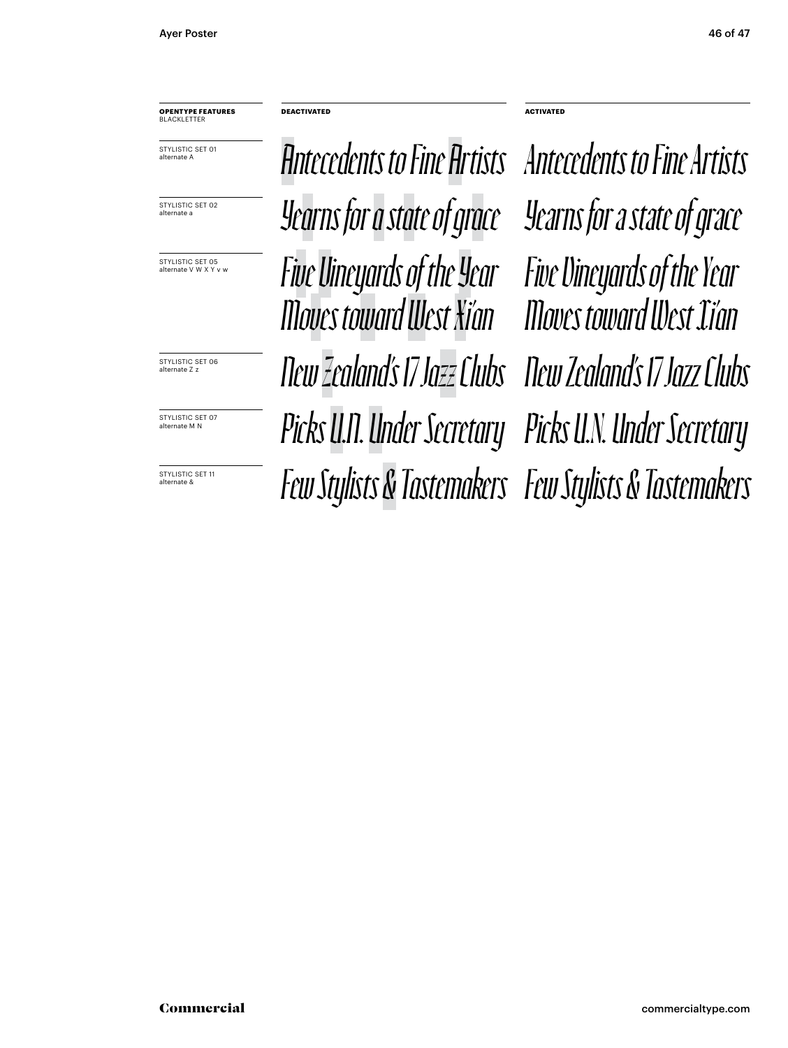| **OPENTYPE FEATURES** BLACKLETTER | **DEACTIVATED** | **ACTIVATED** |
| --- | --- | --- |
| STYLISTIC SET 01 alternate A | Antecedents to Fine Artists | Antecedents to Fine Artists |
| STYLISTIC SET 02 alternate a | Yearns for a state of grace | Yearns for a state of grace |
| STYLISTIC SET 05 alternate V W X Y v w | Five Vineyards of the Year Moves toward West Xi'an | Five Vineyards of the Year Moves toward West Xi'an |
| STYLISTIC SET 06 alternate Z z | New Zealand's 17 Jazz Clubs | New Zealand's 17 Jazz Clubs |
| STYLISTIC SET 07 alternate M N | Picks U.N. Under Secretary | Picks U.N. Under Secretary |
| STYLISTIC SET 11 alternate & | Few Stylists & Tastemakers | Few Stylists & Tastemakers |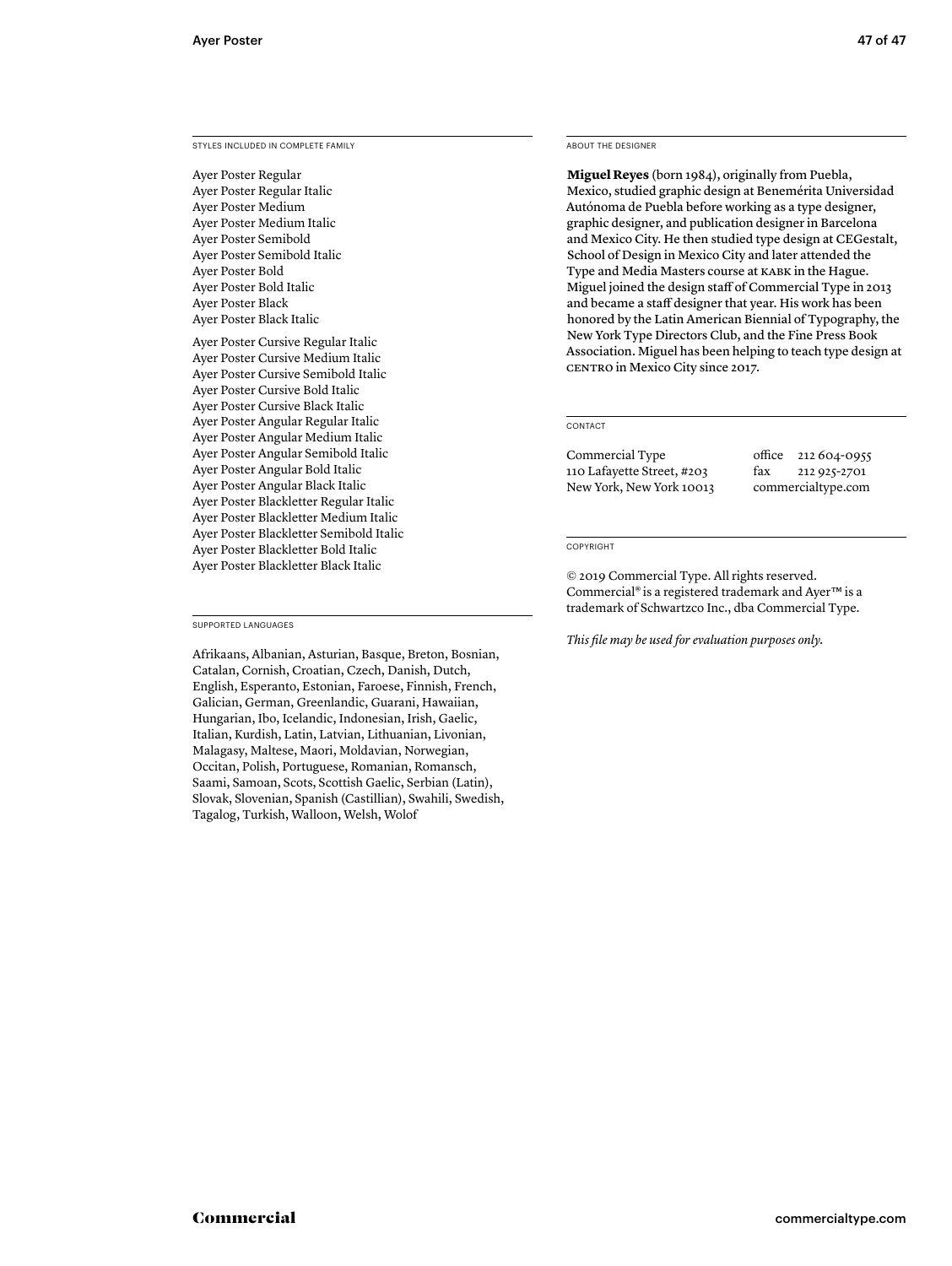## STYLES INCLUDED IN COMPLETE FAMILY

Ayer Poster Regular
Ayer Poster Regular Italic
Ayer Poster Medium
Ayer Poster Medium Italic
Ayer Poster Semibold
Ayer Poster Semibold Italic
Ayer Poster Bold
Ayer Poster Bold Italic
Ayer Poster Black
Ayer Poster Black Italic

Ayer Poster Cursive Regular Italic
Ayer Poster Cursive Medium Italic
Ayer Poster Cursive Semibold Italic
Ayer Poster Cursive Bold Italic
Ayer Poster Cursive Black Italic
Ayer Poster Angular Regular Italic
Ayer Poster Angular Medium Italic
Ayer Poster Angular Semibold Italic
Ayer Poster Angular Bold Italic
Ayer Poster Angular Black Italic
Ayer Poster Blackletter Regular Italic
Ayer Poster Blackletter Medium Italic
Ayer Poster Blackletter Semibold Italic
Ayer Poster Blackletter Bold Italic
Ayer Poster Blackletter Black Italic

## SUPPORTED LANGUAGES

Afrikaans, Albanian, Asturian, Basque, Breton, Bosnian, Catalan, Cornish, Croatian, Czech, Danish, Dutch, English, Esperanto, Estonian, Faroese, Finnish, French, Galician, German, Greenlandic, Guarani, Hawaiian, Hungarian, Ibo, Icelandic, Indonesian, Irish, Gaelic, Italian, Kurdish, Latin, Latvian, Lithuanian, Livonian, Malagasy, Maltese, Maori, Moldavian, Norwegian, Occitan, Polish, Portuguese, Romanian, Romansch, Saami, Samoan, Scots, Scottish Gaelic, Serbian (Latin), Slovak, Slovenian, Spanish (Castillian), Swahili, Swedish, Tagalog, Turkish, Walloon, Welsh, Wolof

## ABOUT THE DESIGNER

**Miguel Reyes** (born 1984), originally from Puebla, Mexico, studied graphic design at Benemérita Universidad Autónoma de Puebla before working as a type designer, graphic designer, and publication designer in Barcelona and Mexico City. He then studied type design at CEGestalt, School of Design in Mexico City and later attended the Type and Media Masters course at KABK in the Hague. Miguel joined the design staff of Commercial Type in 2013 and became a staff designer that year. His work has been honored by the Latin American Biennial of Typography, the New York Type Directors Club, and the Fine Press Book Association. Miguel has been helping to teach type design at CENTRO in Mexico City since 2017.

## CONTACT

Commercial Type
110 Lafayette Street, #203
New York, New York 10013

office 212 604-0955
fax 212 925-2701
commercialtype.com

## COPYRIGHT

© 2019 Commercial Type. All rights reserved. Commercial® is a registered trademark and Ayer™ is a trademark of Schwartzco Inc., dba Commercial Type.

*This file may be used for evaluation purposes only.*